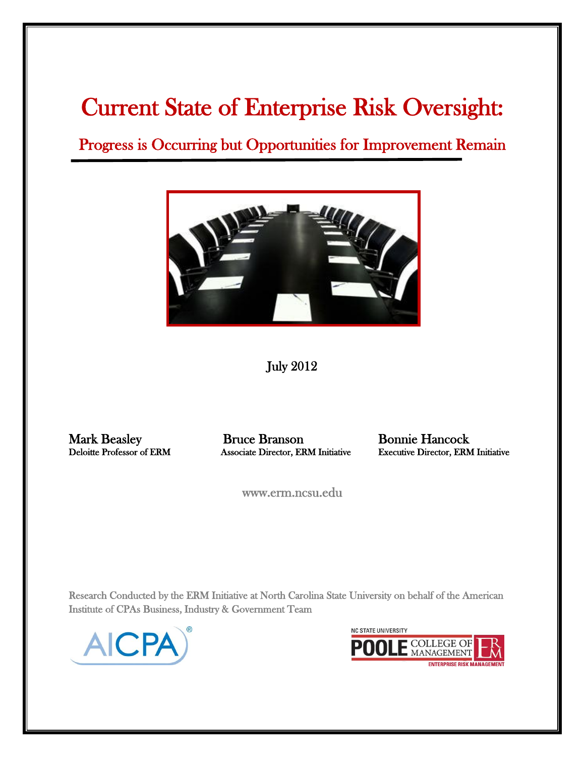# Current State of Enterprise Risk Oversight:

## Progress is Occurring but Opportunities for Improvement Remain

July 2012

**Mark Beasley**
Deloitte Professor of ERM

**Bruce Branson**
Associate Director, ERM Initiative

**Bonnie Hancock**
Executive Director, ERM Initiative

www.erm.ncsu.edu

Research Conducted by the ERM Initiative at North Carolina State University on behalf of the American Institute of CPAs Business, Industry & Government Team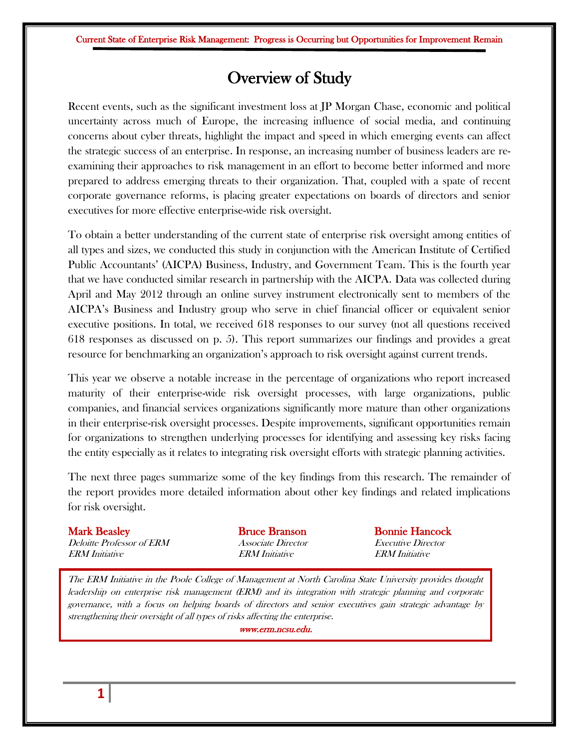# Overview of Study

Recent events, such as the significant investment loss at JP Morgan Chase, economic and political uncertainty across much of Europe, the increasing influence of social media, and continuing concerns about cyber threats, highlight the impact and speed in which emerging events can affect the strategic success of an enterprise. In response, an increasing number of business leaders are re-examining their approaches to risk management in an effort to become better informed and more prepared to address emerging threats to their organization. That, coupled with a spate of recent corporate governance reforms, is placing greater expectations on boards of directors and senior executives for more effective enterprise-wide risk oversight.

To obtain a better understanding of the current state of enterprise risk oversight among entities of all types and sizes, we conducted this study in conjunction with the American Institute of Certified Public Accountants' (AICPA) Business, Industry, and Government Team. This is the fourth year that we have conducted similar research in partnership with the AICPA. Data was collected during April and May 2012 through an online survey instrument electronically sent to members of the AICPA's Business and Industry group who serve in chief financial officer or equivalent senior executive positions. In total, we received 618 responses to our survey (not all questions received 618 responses as discussed on p. 5). This report summarizes our findings and provides a great resource for benchmarking an organization's approach to risk oversight against current trends.

This year we observe a notable increase in the percentage of organizations who report increased maturity of their enterprise-wide risk oversight processes, with large organizations, public companies, and financial services organizations significantly more mature than other organizations in their enterprise-risk oversight processes. Despite improvements, significant opportunities remain for organizations to strengthen underlying processes for identifying and assessing key risks facing the entity especially as it relates to integrating risk oversight efforts with strategic planning activities.

The next three pages summarize some of the key findings from this research. The remainder of the report provides more detailed information about other key findings and related implications for risk oversight.

**Mark Beasley**
*Deloitte Professor of ERM*
*ERM Initiative*

**Bruce Branson**
*Associate Director*
*ERM Initiative*

**Bonnie Hancock**
*Executive Director*
*ERM Initiative*

*The ERM Initiative in the Poole College of Management at North Carolina State University provides thought leadership on enterprise risk management (ERM) and its integration with strategic planning and corporate governance, with a focus on helping boards of directors and senior executives gain strategic advantage by strengthening their oversight of all types of risks affecting the enterprise.*

*www.erm.ncsu.edu.*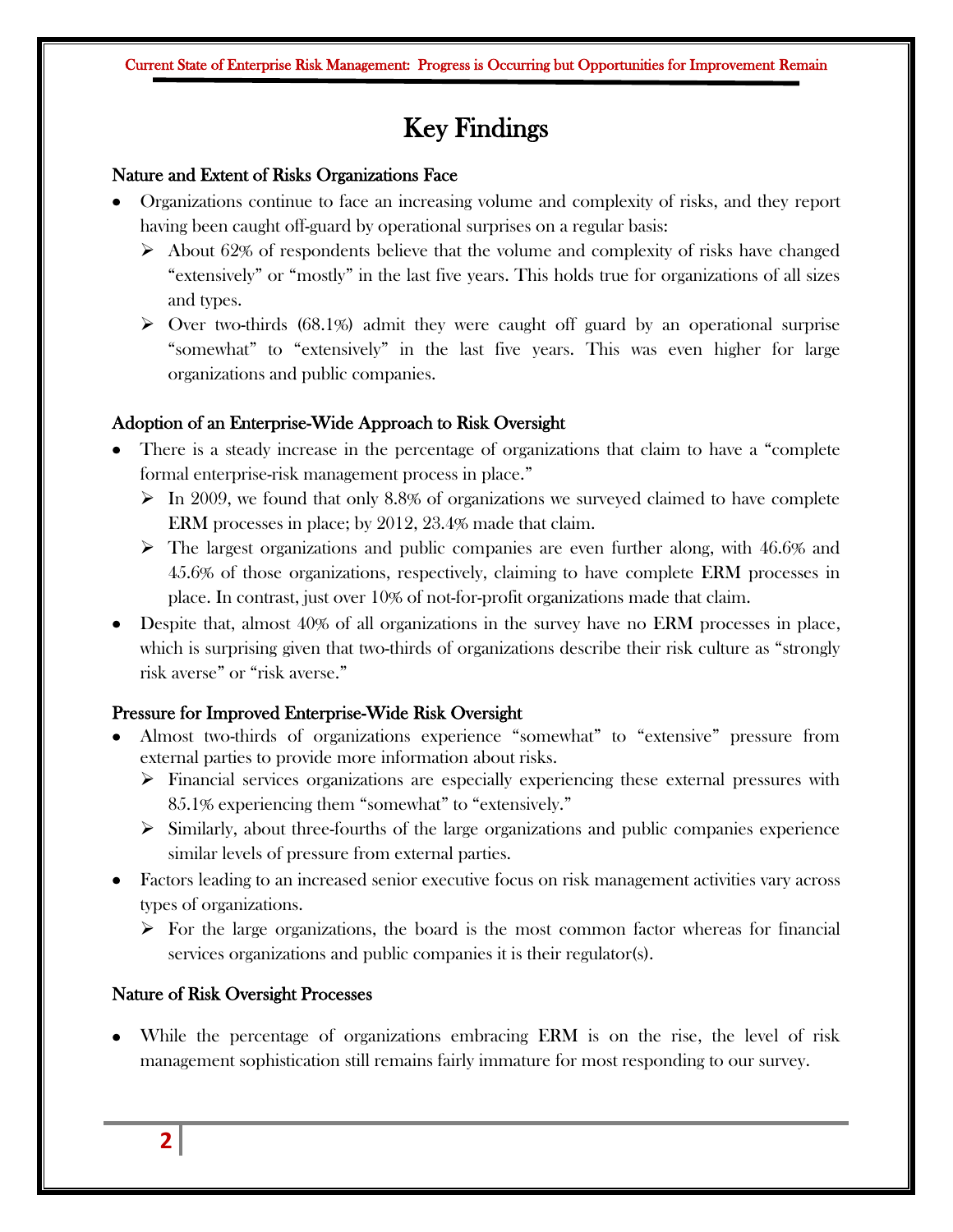# Key Findings

### Nature and Extent of Risks Organizations Face

- Organizations continue to face an increasing volume and complexity of risks, and they report having been caught off-guard by operational surprises on a regular basis:
  - About 62% of respondents believe that the volume and complexity of risks have changed "extensively" or "mostly" in the last five years. This holds true for organizations of all sizes and types.
  - Over two-thirds (68.1%) admit they were caught off guard by an operational surprise "somewhat" to "extensively" in the last five years. This was even higher for large organizations and public companies.

### Adoption of an Enterprise-Wide Approach to Risk Oversight

- There is a steady increase in the percentage of organizations that claim to have a "complete formal enterprise-risk management process in place."
  - In 2009, we found that only 8.8% of organizations we surveyed claimed to have complete ERM processes in place; by 2012, 23.4% made that claim.
  - The largest organizations and public companies are even further along, with 46.6% and 45.6% of those organizations, respectively, claiming to have complete ERM processes in place. In contrast, just over 10% of not-for-profit organizations made that claim.
- Despite that, almost 40% of all organizations in the survey have no ERM processes in place, which is surprising given that two-thirds of organizations describe their risk culture as "strongly risk averse" or "risk averse."

### Pressure for Improved Enterprise-Wide Risk Oversight

- Almost two-thirds of organizations experience "somewhat" to "extensive" pressure from external parties to provide more information about risks.
  - Financial services organizations are especially experiencing these external pressures with 85.1% experiencing them "somewhat" to "extensively."
  - Similarly, about three-fourths of the large organizations and public companies experience similar levels of pressure from external parties.
- Factors leading to an increased senior executive focus on risk management activities vary across types of organizations.
  - For the large organizations, the board is the most common factor whereas for financial services organizations and public companies it is their regulator(s).

### Nature of Risk Oversight Processes

- While the percentage of organizations embracing ERM is on the rise, the level of risk management sophistication still remains fairly immature for most responding to our survey.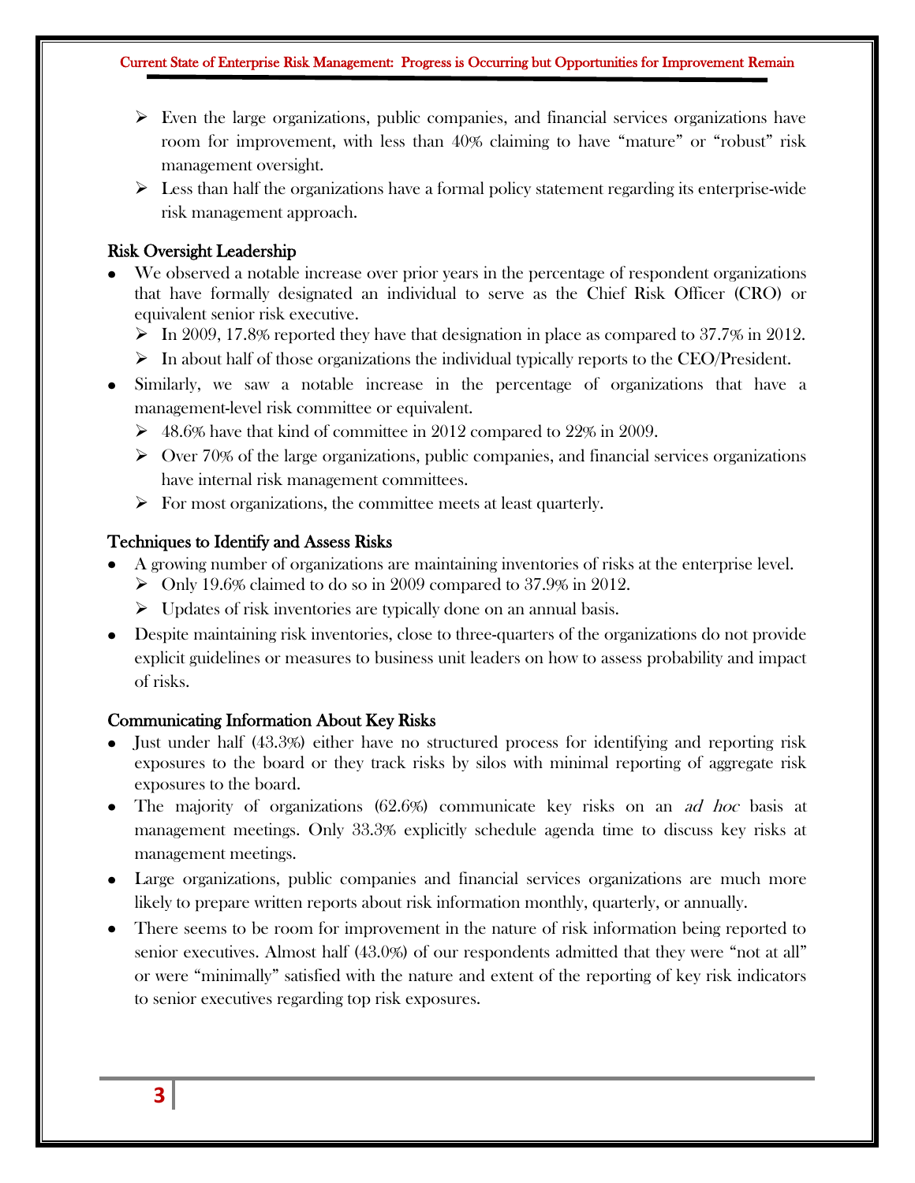- Even the large organizations, public companies, and financial services organizations have room for improvement, with less than 40% claiming to have "mature" or "robust" risk management oversight.
- Less than half the organizations have a formal policy statement regarding its enterprise-wide risk management approach.

### Risk Oversight Leadership

- We observed a notable increase over prior years in the percentage of respondent organizations that have formally designated an individual to serve as the Chief Risk Officer (CRO) or equivalent senior risk executive.
  - In 2009, 17.8% reported they have that designation in place as compared to 37.7% in 2012.
  - In about half of those organizations the individual typically reports to the CEO/President.
- Similarly, we saw a notable increase in the percentage of organizations that have a management-level risk committee or equivalent.
  - 48.6% have that kind of committee in 2012 compared to 22% in 2009.
  - Over 70% of the large organizations, public companies, and financial services organizations have internal risk management committees.
  - For most organizations, the committee meets at least quarterly.

### Techniques to Identify and Assess Risks

- A growing number of organizations are maintaining inventories of risks at the enterprise level.
  - Only 19.6% claimed to do so in 2009 compared to 37.9% in 2012.
  - Updates of risk inventories are typically done on an annual basis.
- Despite maintaining risk inventories, close to three-quarters of the organizations do not provide explicit guidelines or measures to business unit leaders on how to assess probability and impact of risks.

### Communicating Information About Key Risks

- Just under half (43.3%) either have no structured process for identifying and reporting risk exposures to the board or they track risks by silos with minimal reporting of aggregate risk exposures to the board.
- The majority of organizations (62.6%) communicate key risks on an *ad hoc* basis at management meetings. Only 33.3% explicitly schedule agenda time to discuss key risks at management meetings.
- Large organizations, public companies and financial services organizations are much more likely to prepare written reports about risk information monthly, quarterly, or annually.
- There seems to be room for improvement in the nature of risk information being reported to senior executives. Almost half (43.0%) of our respondents admitted that they were "not at all" or were "minimally" satisfied with the nature and extent of the reporting of key risk indicators to senior executives regarding top risk exposures.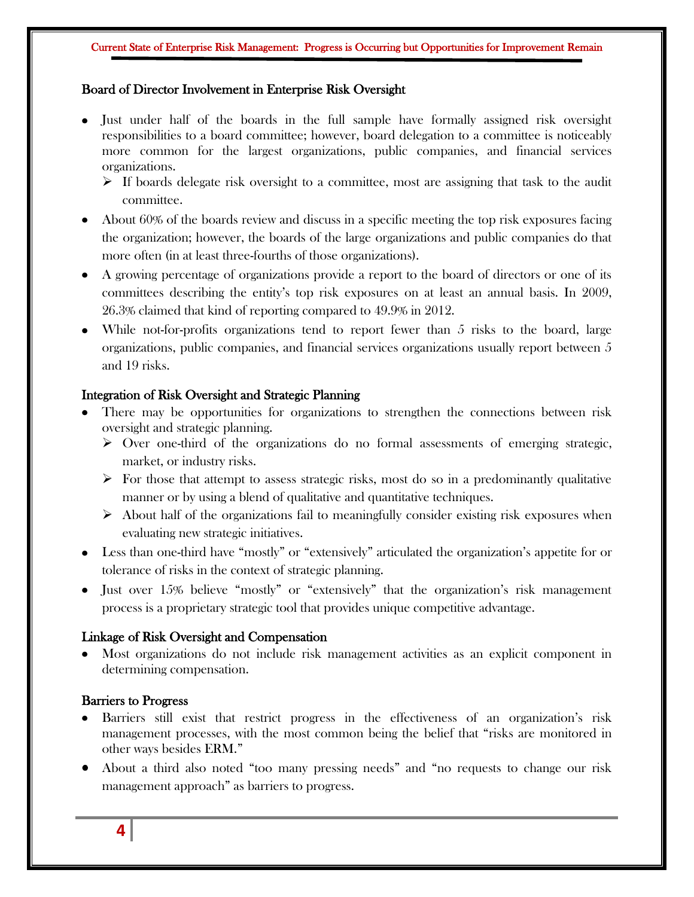## Board of Director Involvement in Enterprise Risk Oversight

- Just under half of the boards in the full sample have formally assigned risk oversight responsibilities to a board committee; however, board delegation to a committee is noticeably more common for the largest organizations, public companies, and financial services organizations.
  - If boards delegate risk oversight to a committee, most are assigning that task to the audit committee.
- About 60% of the boards review and discuss in a specific meeting the top risk exposures facing the organization; however, the boards of the large organizations and public companies do that more often (in at least three-fourths of those organizations).
- A growing percentage of organizations provide a report to the board of directors or one of its committees describing the entity's top risk exposures on at least an annual basis. In 2009, 26.3% claimed that kind of reporting compared to 49.9% in 2012.
- While not-for-profits organizations tend to report fewer than 5 risks to the board, large organizations, public companies, and financial services organizations usually report between 5 and 19 risks.

## Integration of Risk Oversight and Strategic Planning

- There may be opportunities for organizations to strengthen the connections between risk oversight and strategic planning.
  - Over one-third of the organizations do no formal assessments of emerging strategic, market, or industry risks.
  - For those that attempt to assess strategic risks, most do so in a predominantly qualitative manner or by using a blend of qualitative and quantitative techniques.
  - About half of the organizations fail to meaningfully consider existing risk exposures when evaluating new strategic initiatives.
- Less than one-third have "mostly" or "extensively" articulated the organization's appetite for or tolerance of risks in the context of strategic planning.
- Just over 15% believe "mostly" or "extensively" that the organization's risk management process is a proprietary strategic tool that provides unique competitive advantage.

## Linkage of Risk Oversight and Compensation

- Most organizations do not include risk management activities as an explicit component in determining compensation.

## Barriers to Progress

- Barriers still exist that restrict progress in the effectiveness of an organization's risk management processes, with the most common being the belief that "risks are monitored in other ways besides ERM."
- About a third also noted "too many pressing needs" and "no requests to change our risk management approach" as barriers to progress.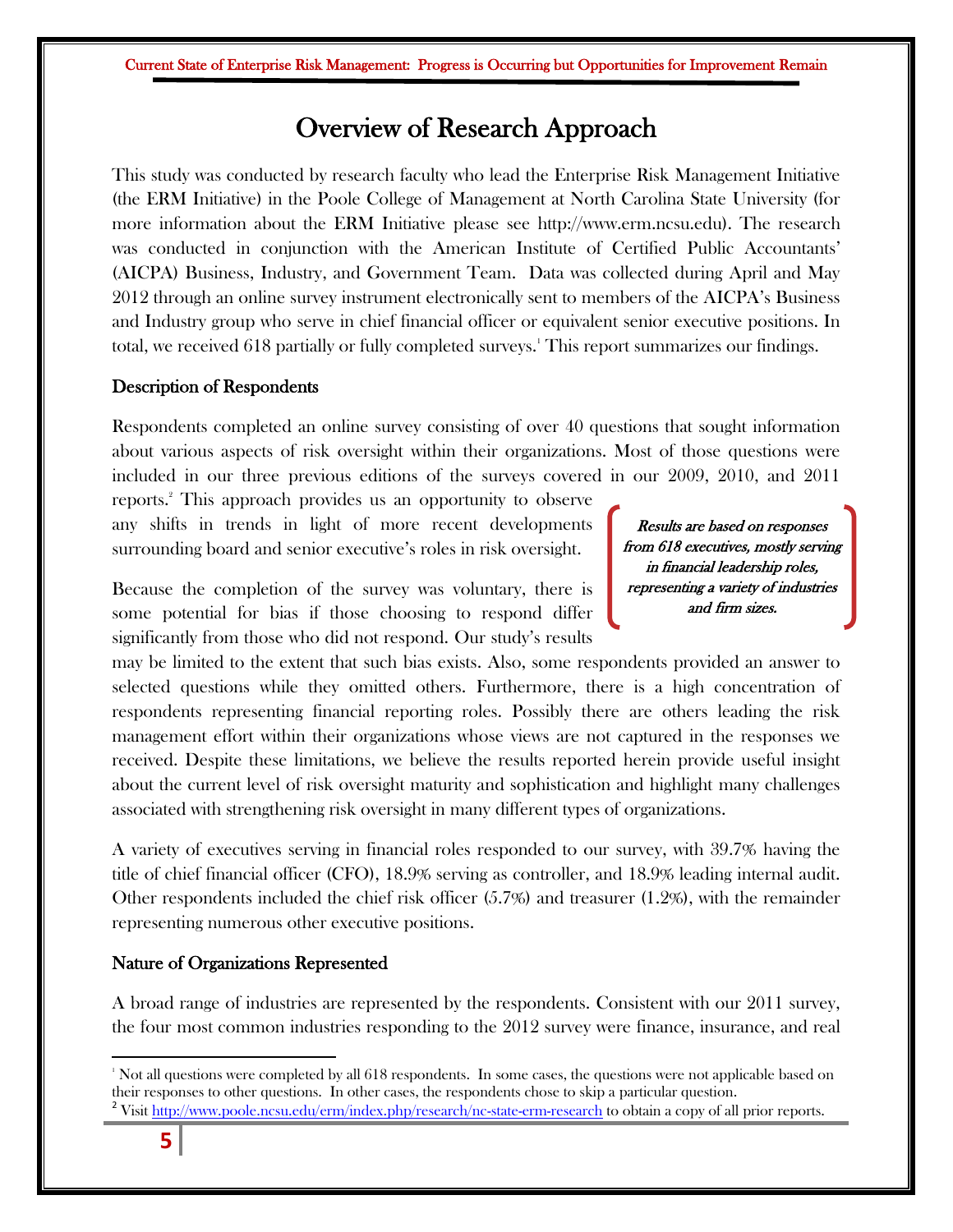# Overview of Research Approach

This study was conducted by research faculty who lead the Enterprise Risk Management Initiative (the ERM Initiative) in the Poole College of Management at North Carolina State University (for more information about the ERM Initiative please see http://www.erm.ncsu.edu). The research was conducted in conjunction with the American Institute of Certified Public Accountants' (AICPA) Business, Industry, and Government Team. Data was collected during April and May 2012 through an online survey instrument electronically sent to members of the AICPA's Business and Industry group who serve in chief financial officer or equivalent senior executive positions. In total, we received 618 partially or fully completed surveys.[1] This report summarizes our findings.

### Description of Respondents

Respondents completed an online survey consisting of over 40 questions that sought information about various aspects of risk oversight within their organizations. Most of those questions were included in our three previous editions of the surveys covered in our 2009, 2010, and 2011 reports.[2] This approach provides us an opportunity to observe any shifts in trends in light of more recent developments surrounding board and senior executive's roles in risk oversight.

*Results are based on responses from 618 executives, mostly serving in financial leadership roles, representing a variety of industries and firm sizes.*

Because the completion of the survey was voluntary, there is some potential for bias if those choosing to respond differ significantly from those who did not respond. Our study's results may be limited to the extent that such bias exists. Also, some respondents provided an answer to selected questions while they omitted others. Furthermore, there is a high concentration of respondents representing financial reporting roles. Possibly there are others leading the risk management effort within their organizations whose views are not captured in the responses we received. Despite these limitations, we believe the results reported herein provide useful insight about the current level of risk oversight maturity and sophistication and highlight many challenges associated with strengthening risk oversight in many different types of organizations.

A variety of executives serving in financial roles responded to our survey, with 39.7% having the title of chief financial officer (CFO), 18.9% serving as controller, and 18.9% leading internal audit. Other respondents included the chief risk officer (5.7%) and treasurer (1.2%), with the remainder representing numerous other executive positions.

### Nature of Organizations Represented

A broad range of industries are represented by the respondents. Consistent with our 2011 survey, the four most common industries responding to the 2012 survey were finance, insurance, and real

---

[1] Not all questions were completed by all 618 respondents. In some cases, the questions were not applicable based on their responses to other questions. In other cases, the respondents chose to skip a particular question.

[2] Visit http://www.poole.ncsu.edu/erm/index.php/research/nc-state-erm-research to obtain a copy of all prior reports.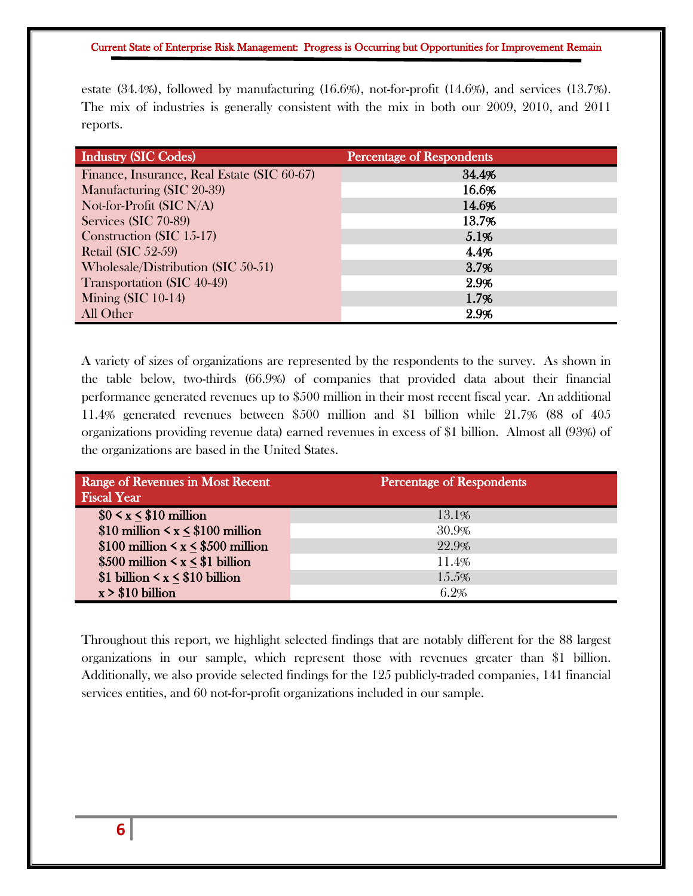estate (34.4%), followed by manufacturing (16.6%), not-for-profit (14.6%), and services (13.7%). The mix of industries is generally consistent with the mix in both our 2009, 2010, and 2011 reports.

| Industry (SIC Codes) | Percentage of Respondents |
|---|---|
| Finance, Insurance, Real Estate (SIC 60-67) | **34.4%** |
| Manufacturing (SIC 20-39) | **16.6%** |
| Not-for-Profit (SIC N/A) | **14.6%** |
| Services (SIC 70-89) | **13.7%** |
| Construction (SIC 15-17) | **5.1%** |
| Retail (SIC 52-59) | **4.4%** |
| Wholesale/Distribution (SIC 50-51) | **3.7%** |
| Transportation (SIC 40-49) | **2.9%** |
| Mining (SIC 10-14) | **1.7%** |
| All Other | **2.9%** |

A variety of sizes of organizations are represented by the respondents to the survey. As shown in the table below, two-thirds (66.9%) of companies that provided data about their financial performance generated revenues up to $500 million in their most recent fiscal year. An additional 11.4% generated revenues between $500 million and $1 billion while 21.7% (88 of 405 organizations providing revenue data) earned revenues in excess of $1 billion. Almost all (93%) of the organizations are based in the United States.

| Range of Revenues in Most Recent Fiscal Year | Percentage of Respondents |
|---|---|
| **$0 < x ≤ $10 million** | 13.1% |
| **$10 million < x ≤ $100 million** | 30.9% |
| **$100 million < x ≤ $500 million** | 22.9% |
| **$500 million < x ≤ $1 billion** | 11.4% |
| **$1 billion < x ≤ $10 billion** | 15.5% |
| **x > $10 billion** | 6.2% |

Throughout this report, we highlight selected findings that are notably different for the 88 largest organizations in our sample, which represent those with revenues greater than $1 billion. Additionally, we also provide selected findings for the 125 publicly-traded companies, 141 financial services entities, and 60 not-for-profit organizations included in our sample.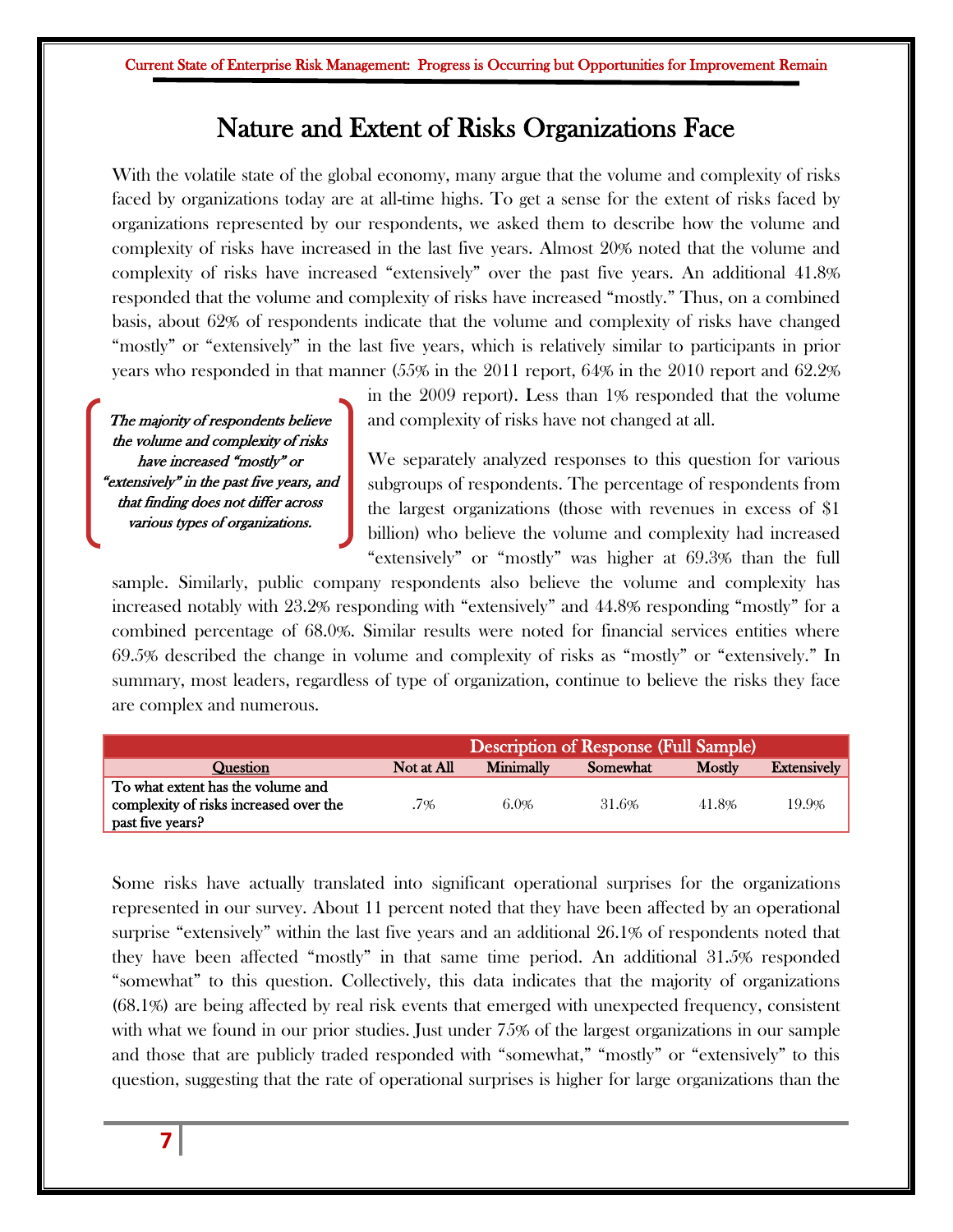# Nature and Extent of Risks Organizations Face

With the volatile state of the global economy, many argue that the volume and complexity of risks faced by organizations today are at all-time highs. To get a sense for the extent of risks faced by organizations represented by our respondents, we asked them to describe how the volume and complexity of risks have increased in the last five years. Almost 20% noted that the volume and complexity of risks have increased "extensively" over the past five years. An additional 41.8% responded that the volume and complexity of risks have increased "mostly." Thus, on a combined basis, about 62% of respondents indicate that the volume and complexity of risks have changed "mostly" or "extensively" in the last five years, which is relatively similar to participants in prior years who responded in that manner (55% in the 2011 report, 64% in the 2010 report and 62.2% in the 2009 report). Less than 1% responded that the volume and complexity of risks have not changed at all.

*The majority of respondents believe the volume and complexity of risks have increased "mostly" or "extensively" in the past five years, and that finding does not differ across various types of organizations.*

We separately analyzed responses to this question for various subgroups of respondents. The percentage of respondents from the largest organizations (those with revenues in excess of $1 billion) who believe the volume and complexity had increased "extensively" or "mostly" was higher at 69.3% than the full sample. Similarly, public company respondents also believe the volume and complexity has increased notably with 23.2% responding with "extensively" and 44.8% responding "mostly" for a combined percentage of 68.0%. Similar results were noted for financial services entities where 69.5% described the change in volume and complexity of risks as "mostly" or "extensively." In summary, most leaders, regardless of type of organization, continue to believe the risks they face are complex and numerous.

| | Description of Response (Full Sample) | | | | |
|---|---|---|---|---|---|
| **Question** | **Not at All** | **Minimally** | **Somewhat** | **Mostly** | **Extensively** |
| To what extent has the volume and complexity of risks increased over the past five years? | .7% | 6.0% | 31.6% | 41.8% | 19.9% |

Some risks have actually translated into significant operational surprises for the organizations represented in our survey. About 11 percent noted that they have been affected by an operational surprise "extensively" within the last five years and an additional 26.1% of respondents noted that they have been affected "mostly" in that same time period. An additional 31.5% responded "somewhat" to this question. Collectively, this data indicates that the majority of organizations (68.1%) are being affected by real risk events that emerged with unexpected frequency, consistent with what we found in our prior studies. Just under 75% of the largest organizations in our sample and those that are publicly traded responded with "somewhat," "mostly" or "extensively" to this question, suggesting that the rate of operational surprises is higher for large organizations than the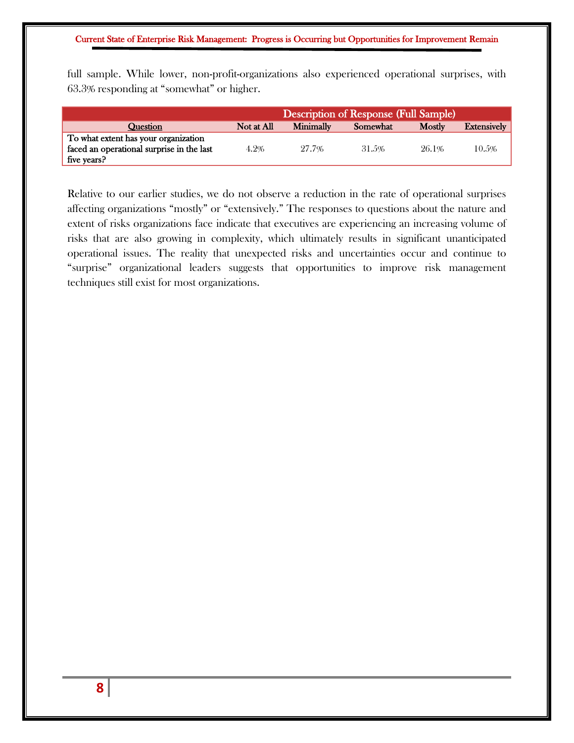full sample. While lower, non-profit-organizations also experienced operational surprises, with 63.3% responding at "somewhat" or higher.

| | Description of Response (Full Sample) | | | | |
|---|---|---|---|---|---|
| Question | Not at All | Minimally | Somewhat | Mostly | Extensively |
| **To what extent has your organization faced an operational surprise in the last five years?** | 4.2% | 27.7% | 31.5% | 26.1% | 10.5% |

Relative to our earlier studies, we do not observe a reduction in the rate of operational surprises affecting organizations "mostly" or "extensively." The responses to questions about the nature and extent of risks organizations face indicate that executives are experiencing an increasing volume of risks that are also growing in complexity, which ultimately results in significant unanticipated operational issues. The reality that unexpected risks and uncertainties occur and continue to "surprise" organizational leaders suggests that opportunities to improve risk management techniques still exist for most organizations.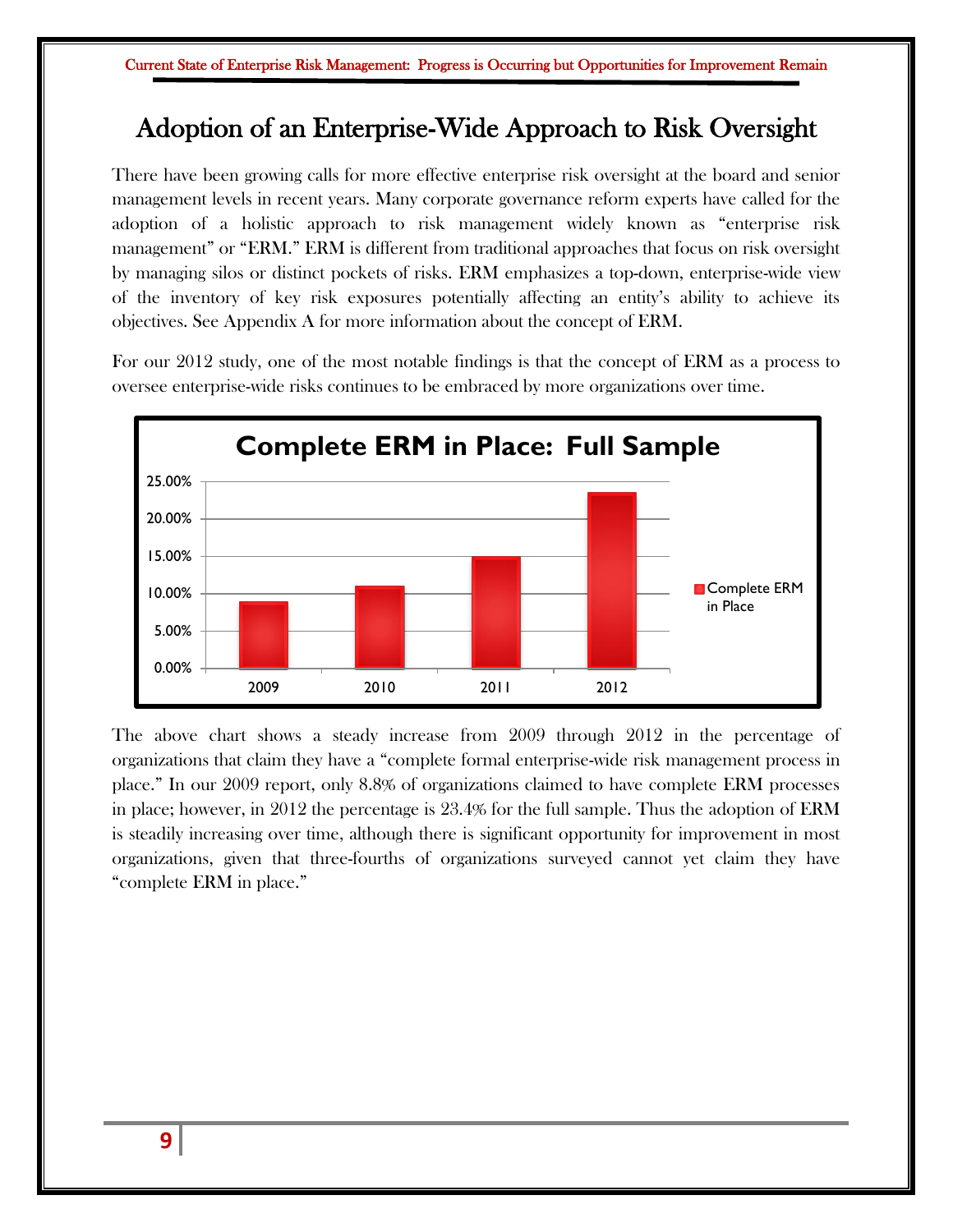# Adoption of an Enterprise-Wide Approach to Risk Oversight

There have been growing calls for more effective enterprise risk oversight at the board and senior management levels in recent years. Many corporate governance reform experts have called for the adoption of a holistic approach to risk management widely known as "enterprise risk management" or "ERM." ERM is different from traditional approaches that focus on risk oversight by managing silos or distinct pockets of risks. ERM emphasizes a top-down, enterprise-wide view of the inventory of key risk exposures potentially affecting an entity's ability to achieve its objectives. See Appendix A for more information about the concept of ERM.

For our 2012 study, one of the most notable findings is that the concept of ERM as a process to oversee enterprise-wide risks continues to be embraced by more organizations over time.

**Complete ERM in Place: Full Sample**

The above chart shows a steady increase from 2009 through 2012 in the percentage of organizations that claim they have a "complete formal enterprise-wide risk management process in place." In our 2009 report, only 8.8% of organizations claimed to have complete ERM processes in place; however, in 2012 the percentage is 23.4% for the full sample. Thus the adoption of ERM is steadily increasing over time, although there is significant opportunity for improvement in most organizations, given that three-fourths of organizations surveyed cannot yet claim they have "complete ERM in place."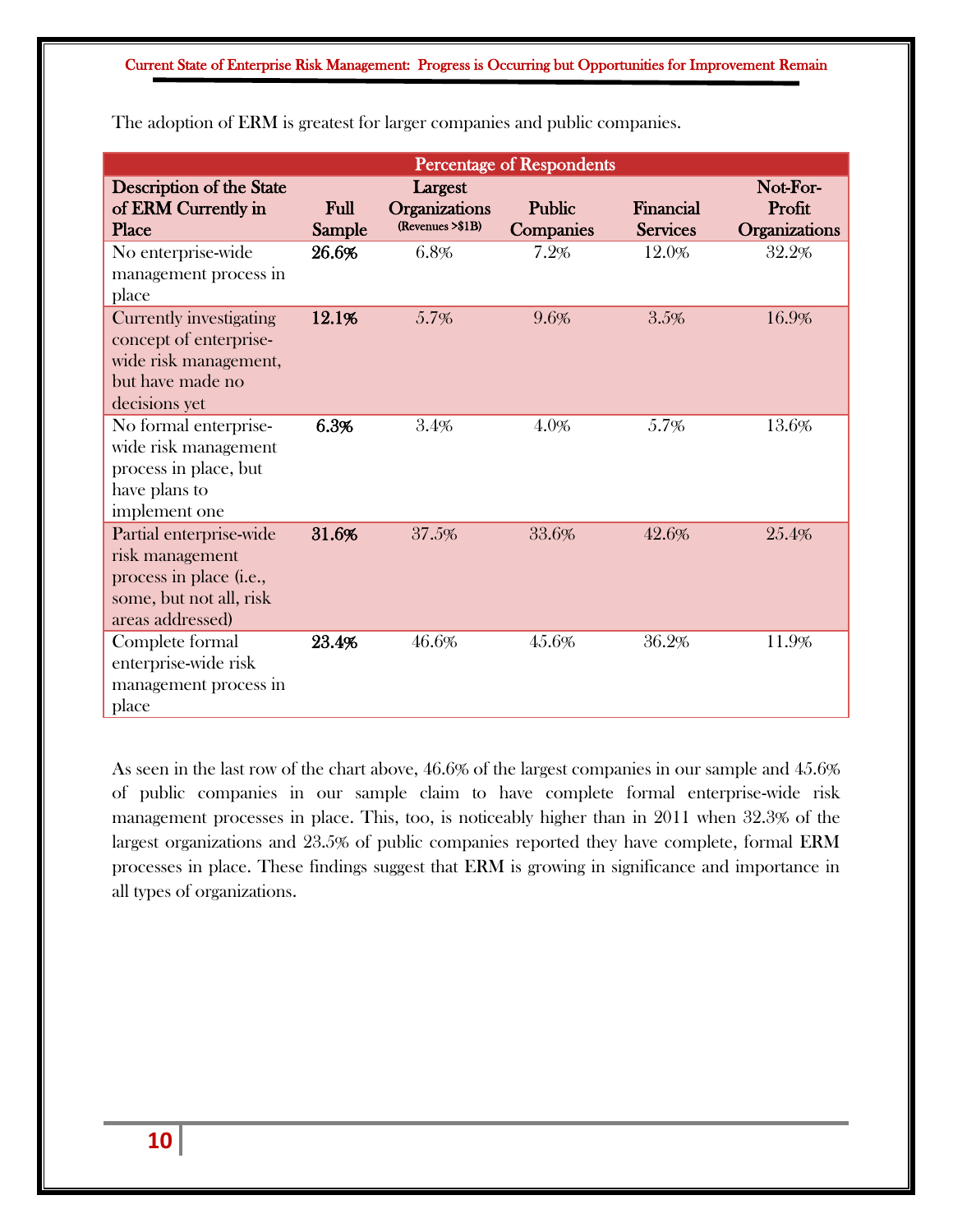The adoption of ERM is greatest for larger companies and public companies.

| Percentage of Respondents | | | | | |
|---|---|---|---|---|---|
| **Description of the State of ERM Currently in Place** | **Full Sample** | **Largest Organizations** (Revenues >$1B) | **Public Companies** | **Financial Services** | **Not-For-Profit Organizations** |
| No enterprise-wide management process in place | **26.6%** | 6.8% | 7.2% | 12.0% | 32.2% |
| Currently investigating concept of enterprise-wide risk management, but have made no decisions yet | **12.1%** | 5.7% | 9.6% | 3.5% | 16.9% |
| No formal enterprise-wide risk management process in place, but have plans to implement one | **6.3%** | 3.4% | 4.0% | 5.7% | 13.6% |
| Partial enterprise-wide risk management process in place (i.e., some, but not all, risk areas addressed) | **31.6%** | 37.5% | 33.6% | 42.6% | 25.4% |
| Complete formal enterprise-wide risk management process in place | **23.4%** | 46.6% | 45.6% | 36.2% | 11.9% |

As seen in the last row of the chart above, 46.6% of the largest companies in our sample and 45.6% of public companies in our sample claim to have complete formal enterprise-wide risk management processes in place. This, too, is noticeably higher than in 2011 when 32.3% of the largest organizations and 23.5% of public companies reported they have complete, formal ERM processes in place. These findings suggest that ERM is growing in significance and importance in all types of organizations.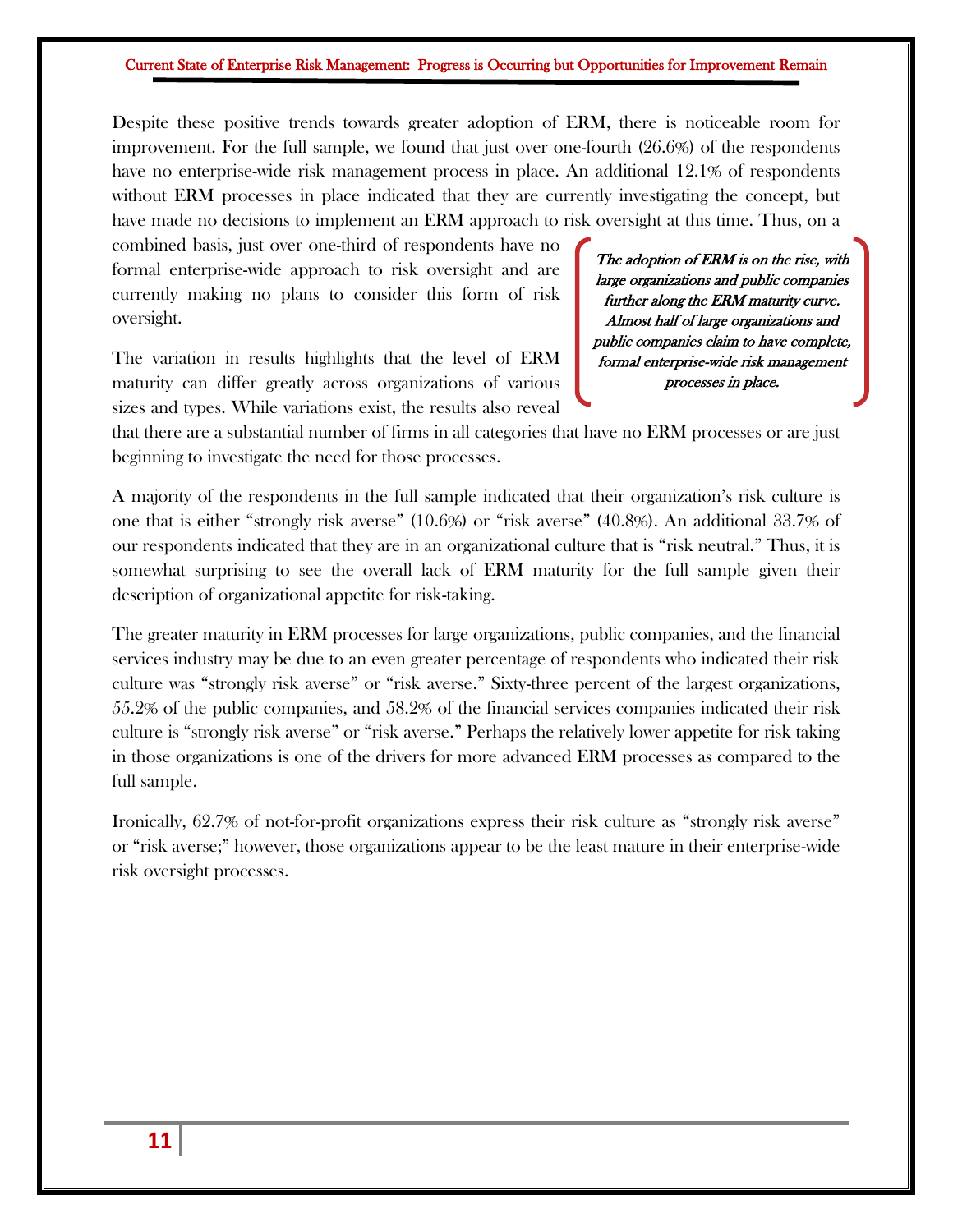Despite these positive trends towards greater adoption of ERM, there is noticeable room for improvement. For the full sample, we found that just over one-fourth (26.6%) of the respondents have no enterprise-wide risk management process in place. An additional 12.1% of respondents without ERM processes in place indicated that they are currently investigating the concept, but have made no decisions to implement an ERM approach to risk oversight at this time. Thus, on a combined basis, just over one-third of respondents have no formal enterprise-wide approach to risk oversight and are currently making no plans to consider this form of risk oversight.

> *The adoption of ERM is on the rise, with large organizations and public companies further along the ERM maturity curve. Almost half of large organizations and public companies claim to have complete, formal enterprise-wide risk management processes in place.*

The variation in results highlights that the level of ERM maturity can differ greatly across organizations of various sizes and types. While variations exist, the results also reveal that there are a substantial number of firms in all categories that have no ERM processes or are just beginning to investigate the need for those processes.

A majority of the respondents in the full sample indicated that their organization's risk culture is one that is either "strongly risk averse" (10.6%) or "risk averse" (40.8%). An additional 33.7% of our respondents indicated that they are in an organizational culture that is "risk neutral." Thus, it is somewhat surprising to see the overall lack of ERM maturity for the full sample given their description of organizational appetite for risk-taking.

The greater maturity in ERM processes for large organizations, public companies, and the financial services industry may be due to an even greater percentage of respondents who indicated their risk culture was "strongly risk averse" or "risk averse." Sixty-three percent of the largest organizations, 55.2% of the public companies, and 58.2% of the financial services companies indicated their risk culture is "strongly risk averse" or "risk averse." Perhaps the relatively lower appetite for risk taking in those organizations is one of the drivers for more advanced ERM processes as compared to the full sample.

Ironically, 62.7% of not-for-profit organizations express their risk culture as "strongly risk averse" or "risk averse;" however, those organizations appear to be the least mature in their enterprise-wide risk oversight processes.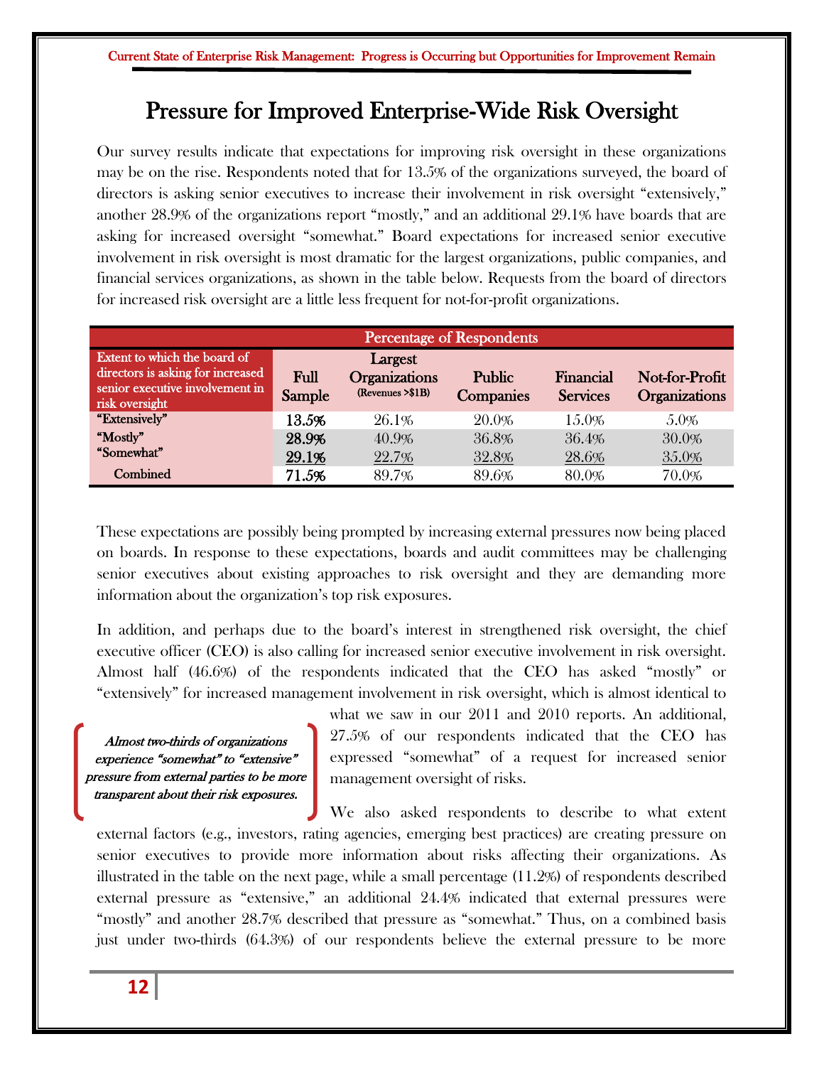# Pressure for Improved Enterprise-Wide Risk Oversight

Our survey results indicate that expectations for improving risk oversight in these organizations may be on the rise. Respondents noted that for 13.5% of the organizations surveyed, the board of directors is asking senior executives to increase their involvement in risk oversight "extensively," another 28.9% of the organizations report "mostly," and an additional 29.1% have boards that are asking for increased oversight "somewhat." Board expectations for increased senior executive involvement in risk oversight is most dramatic for the largest organizations, public companies, and financial services organizations, as shown in the table below. Requests from the board of directors for increased risk oversight are a little less frequent for not-for-profit organizations.

| Extent to which the board of directors is asking for increased senior executive involvement in risk oversight | Percentage of Respondents | | | | |
|---|---|---|---|---|---|
| | **Full Sample** | **Largest Organizations** (Revenues >$1B) | **Public Companies** | **Financial Services** | **Not-for-Profit Organizations** |
| "Extensively" | **13.5%** | 26.1% | 20.0% | 15.0% | 5.0% |
| "Mostly" | **28.9%** | 40.9% | 36.8% | 36.4% | 30.0% |
| "Somewhat" | **29.1%** | 22.7% | 32.8% | 28.6% | 35.0% |
| Combined | **71.5%** | 89.7% | 89.6% | 80.0% | 70.0% |

These expectations are possibly being prompted by increasing external pressures now being placed on boards. In response to these expectations, boards and audit committees may be challenging senior executives about existing approaches to risk oversight and they are demanding more information about the organization's top risk exposures.

In addition, and perhaps due to the board's interest in strengthened risk oversight, the chief executive officer (CEO) is also calling for increased senior executive involvement in risk oversight. Almost half (46.6%) of the respondents indicated that the CEO has asked "mostly" or "extensively" for increased management involvement in risk oversight, which is almost identical to what we saw in our 2011 and 2010 reports. An additional, 27.5% of our respondents indicated that the CEO has expressed "somewhat" of a request for increased senior management oversight of risks.

> *Almost two-thirds of organizations experience "somewhat" to "extensive" pressure from external parties to be more transparent about their risk exposures.*

We also asked respondents to describe to what extent external factors (e.g., investors, rating agencies, emerging best practices) are creating pressure on senior executives to provide more information about risks affecting their organizations. As illustrated in the table on the next page, while a small percentage (11.2%) of respondents described external pressure as "extensive," an additional 24.4% indicated that external pressures were "mostly" and another 28.7% described that pressure as "somewhat." Thus, on a combined basis just under two-thirds (64.3%) of our respondents believe the external pressure to be more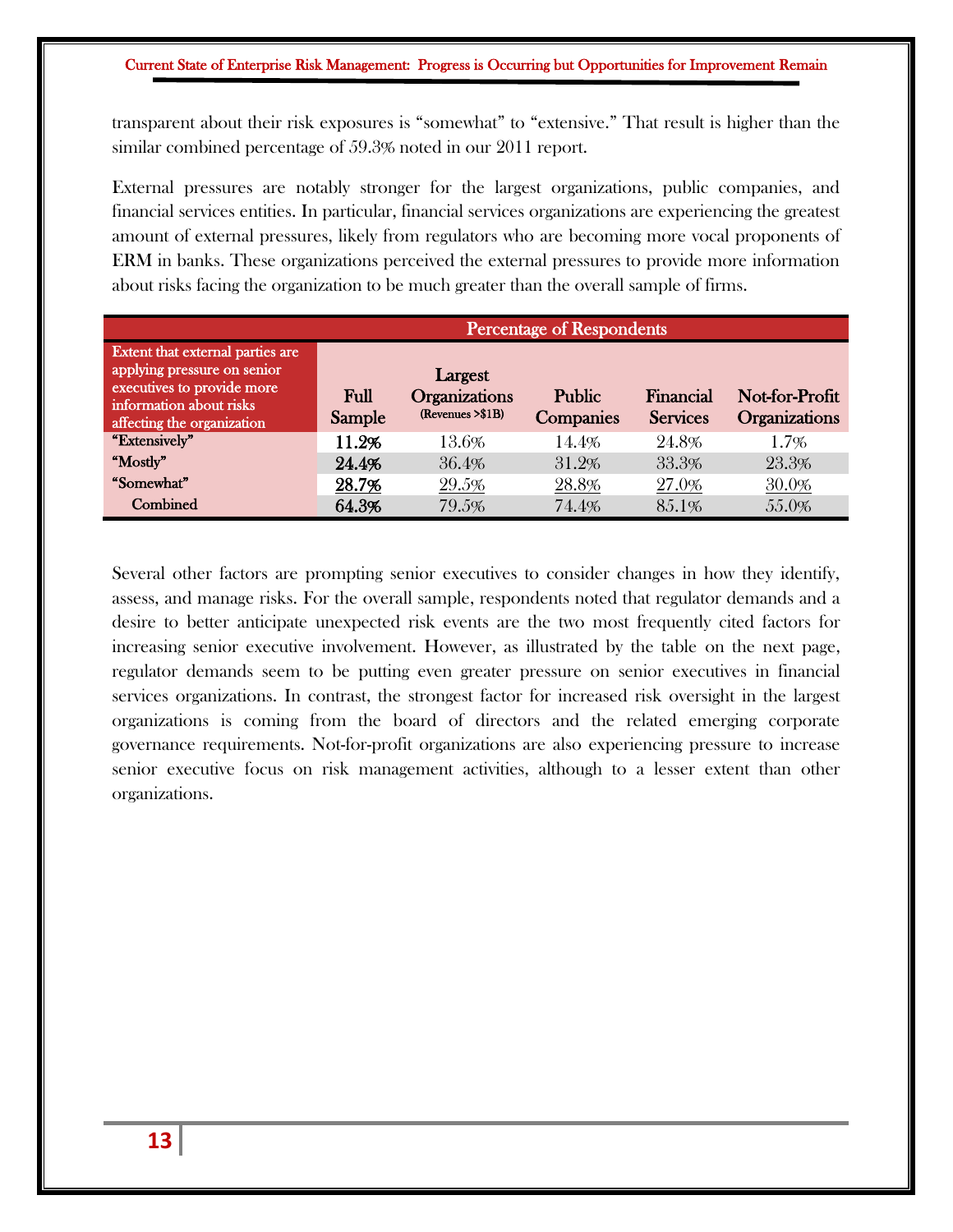transparent about their risk exposures is "somewhat" to "extensive." That result is higher than the similar combined percentage of 59.3% noted in our 2011 report.

External pressures are notably stronger for the largest organizations, public companies, and financial services entities. In particular, financial services organizations are experiencing the greatest amount of external pressures, likely from regulators who are becoming more vocal proponents of ERM in banks. These organizations perceived the external pressures to provide more information about risks facing the organization to be much greater than the overall sample of firms.

| | Percentage of Respondents | | | | |
|---|---|---|---|---|---|
| **Extent that external parties are applying pressure on senior executives to provide more information about risks affecting the organization** | **Full Sample** | **Largest Organizations (Revenues >$1B)** | **Public Companies** | **Financial Services** | **Not-for-Profit Organizations** |
| "Extensively" | **11.2%** | 13.6% | 14.4% | 24.8% | 1.7% |
| "Mostly" | **24.4%** | 36.4% | 31.2% | 33.3% | 23.3% |
| "Somewhat" | **28.7%** | 29.5% | 28.8% | 27.0% | 30.0% |
| Combined | **64.3%** | 79.5% | 74.4% | 85.1% | 55.0% |

Several other factors are prompting senior executives to consider changes in how they identify, assess, and manage risks. For the overall sample, respondents noted that regulator demands and a desire to better anticipate unexpected risk events are the two most frequently cited factors for increasing senior executive involvement. However, as illustrated by the table on the next page, regulator demands seem to be putting even greater pressure on senior executives in financial services organizations. In contrast, the strongest factor for increased risk oversight in the largest organizations is coming from the board of directors and the related emerging corporate governance requirements. Not-for-profit organizations are also experiencing pressure to increase senior executive focus on risk management activities, although to a lesser extent than other organizations.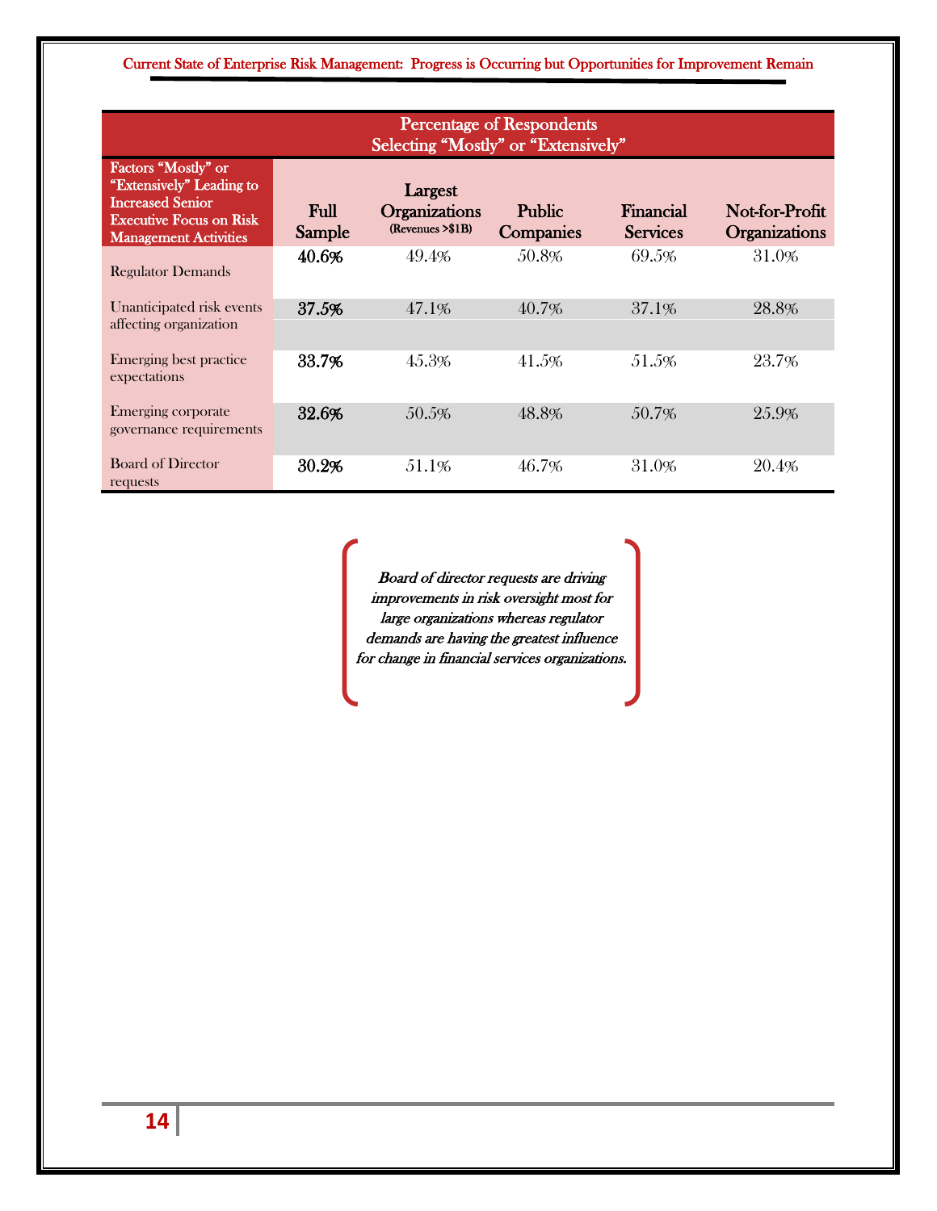| Factors "Mostly" or "Extensively" Leading to Increased Senior Executive Focus on Risk Management Activities | Percentage of Respondents Selecting "Mostly" or "Extensively" | | | | |
|---|---|---|---|---|---|
| | Full Sample | Largest Organizations (Revenues >$1B) | Public Companies | Financial Services | Not-for-Profit Organizations |
| Regulator Demands | **40.6%** | 49.4% | 50.8% | 69.5% | 31.0% |
| Unanticipated risk events affecting organization | **37.5%** | 47.1% | 40.7% | 37.1% | 28.8% |
| Emerging best practice expectations | **33.7%** | 45.3% | 41.5% | 51.5% | 23.7% |
| Emerging corporate governance requirements | **32.6%** | 50.5% | 48.8% | 50.7% | 25.9% |
| Board of Director requests | **30.2%** | 51.1% | 46.7% | 31.0% | 20.4% |

*Board of director requests are driving improvements in risk oversight most for large organizations whereas regulator demands are having the greatest influence for change in financial services organizations.*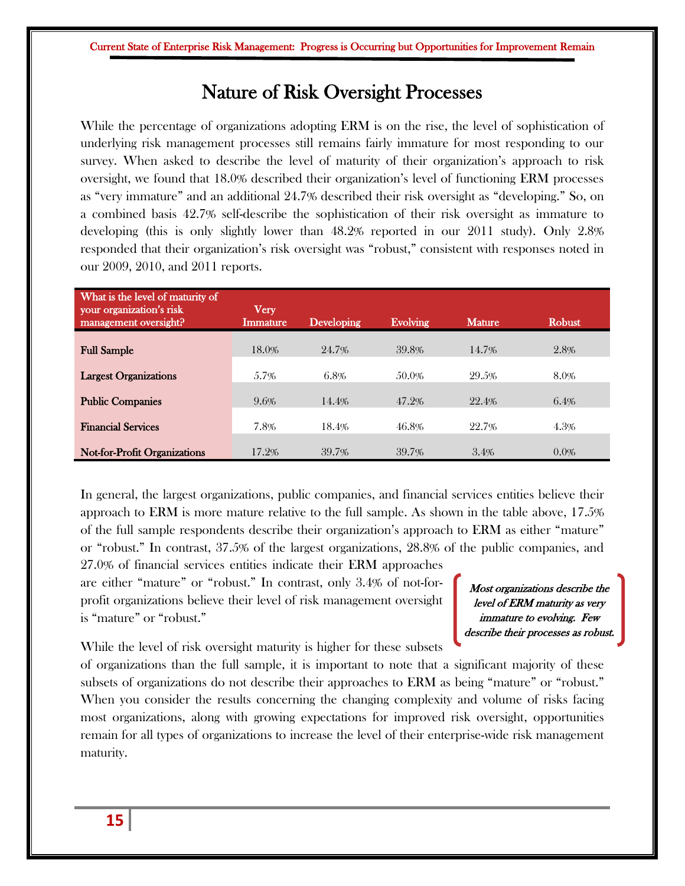# Nature of Risk Oversight Processes

While the percentage of organizations adopting ERM is on the rise, the level of sophistication of underlying risk management processes still remains fairly immature for most responding to our survey. When asked to describe the level of maturity of their organization's approach to risk oversight, we found that 18.0% described their organization's level of functioning ERM processes as "very immature" and an additional 24.7% described their risk oversight as "developing." So, on a combined basis 42.7% self-describe the sophistication of their risk oversight as immature to developing (this is only slightly lower than 48.2% reported in our 2011 study). Only 2.8% responded that their organization's risk oversight was "robust," consistent with responses noted in our 2009, 2010, and 2011 reports.

| What is the level of maturity of your organization's risk management oversight? | Very Immature | Developing | Evolving | Mature | Robust |
|---|---|---|---|---|---|
| **Full Sample** | 18.0% | 24.7% | 39.8% | 14.7% | 2.8% |
| **Largest Organizations** | 5.7% | 6.8% | 50.0% | 29.5% | 8.0% |
| **Public Companies** | 9.6% | 14.4% | 47.2% | 22.4% | 6.4% |
| **Financial Services** | 7.8% | 18.4% | 46.8% | 22.7% | 4.3% |
| **Not-for-Profit Organizations** | 17.2% | 39.7% | 39.7% | 3.4% | 0.0% |

In general, the largest organizations, public companies, and financial services entities believe their approach to ERM is more mature relative to the full sample. As shown in the table above, 17.5% of the full sample respondents describe their organization's approach to ERM as either "mature" or "robust." In contrast, 37.5% of the largest organizations, 28.8% of the public companies, and 27.0% of financial services entities indicate their ERM approaches are either "mature" or "robust." In contrast, only 3.4% of not-for-profit organizations believe their level of risk management oversight is "mature" or "robust."

*Most organizations describe the level of ERM maturity as very immature to evolving. Few describe their processes as robust.*

While the level of risk oversight maturity is higher for these subsets of organizations than the full sample, it is important to note that a significant majority of these subsets of organizations do not describe their approaches to ERM as being "mature" or "robust." When you consider the results concerning the changing complexity and volume of risks facing most organizations, along with growing expectations for improved risk oversight, opportunities remain for all types of organizations to increase the level of their enterprise-wide risk management maturity.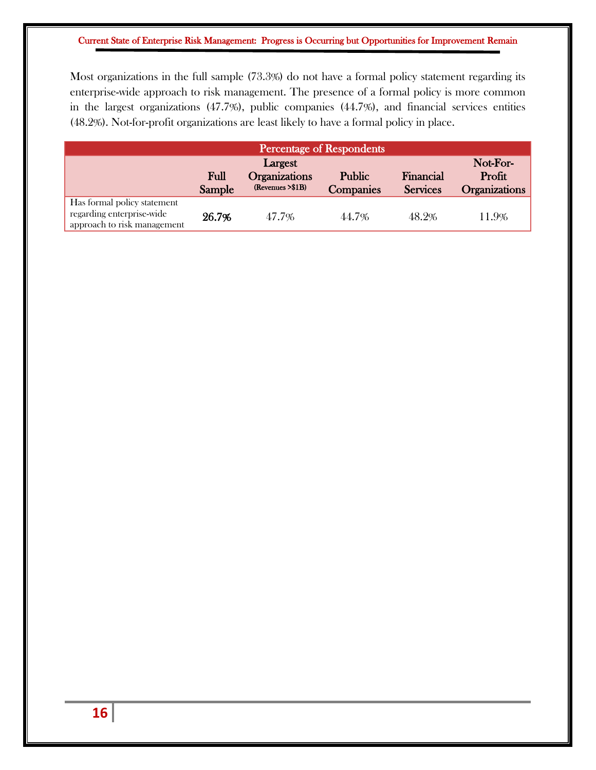Most organizations in the full sample (73.3%) do not have a formal policy statement regarding its enterprise-wide approach to risk management. The presence of a formal policy is more common in the largest organizations (47.7%), public companies (44.7%), and financial services entities (48.2%). Not-for-profit organizations are least likely to have a formal policy in place.

| Percentage of Respondents | | | | | |
|---|---|---|---|---|---|
| | Full Sample | Largest Organizations (Revenues >$1B) | Public Companies | Financial Services | Not-For-Profit Organizations |
| Has formal policy statement regarding enterprise-wide approach to risk management | **26.7%** | 47.7% | 44.7% | 48.2% | 11.9% |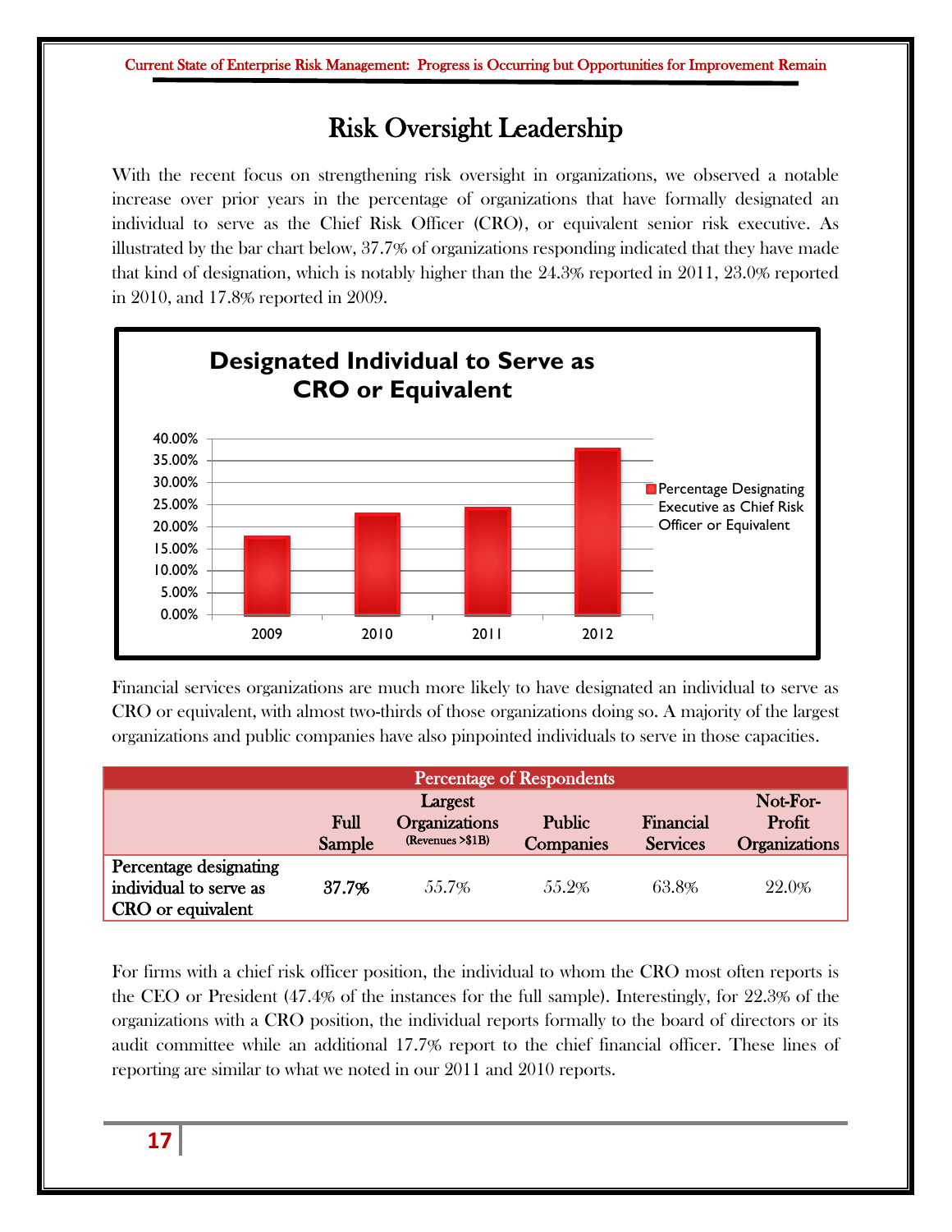# Risk Oversight Leadership

With the recent focus on strengthening risk oversight in organizations, we observed a notable increase over prior years in the percentage of organizations that have formally designated an individual to serve as the Chief Risk Officer (CRO), or equivalent senior risk executive. As illustrated by the bar chart below, 37.7% of organizations responding indicated that they have made that kind of designation, which is notably higher than the 24.3% reported in 2011, 23.0% reported in 2010, and 17.8% reported in 2009.

**Designated Individual to Serve as CRO or Equivalent**

| Year | Percentage Designating Executive as Chief Risk Officer or Equivalent |
|---|---|
| 2009 | 17.8% |
| 2010 | 23.0% |
| 2011 | 24.3% |
| 2012 | 37.7% |

Financial services organizations are much more likely to have designated an individual to serve as CRO or equivalent, with almost two-thirds of those organizations doing so. A majority of the largest organizations and public companies have also pinpointed individuals to serve in those capacities.

| Percentage of Respondents | | | | | |
|---|---|---|---|---|---|
| | Full Sample | Largest Organizations (Revenues >$1B) | Public Companies | Financial Services | Not-For-Profit Organizations |
| Percentage designating individual to serve as CRO or equivalent | **37.7%** | 55.7% | 55.2% | 63.8% | 22.0% |

For firms with a chief risk officer position, the individual to whom the CRO most often reports is the CEO or President (47.4% of the instances for the full sample). Interestingly, for 22.3% of the organizations with a CRO position, the individual reports formally to the board of directors or its audit committee while an additional 17.7% report to the chief financial officer. These lines of reporting are similar to what we noted in our 2011 and 2010 reports.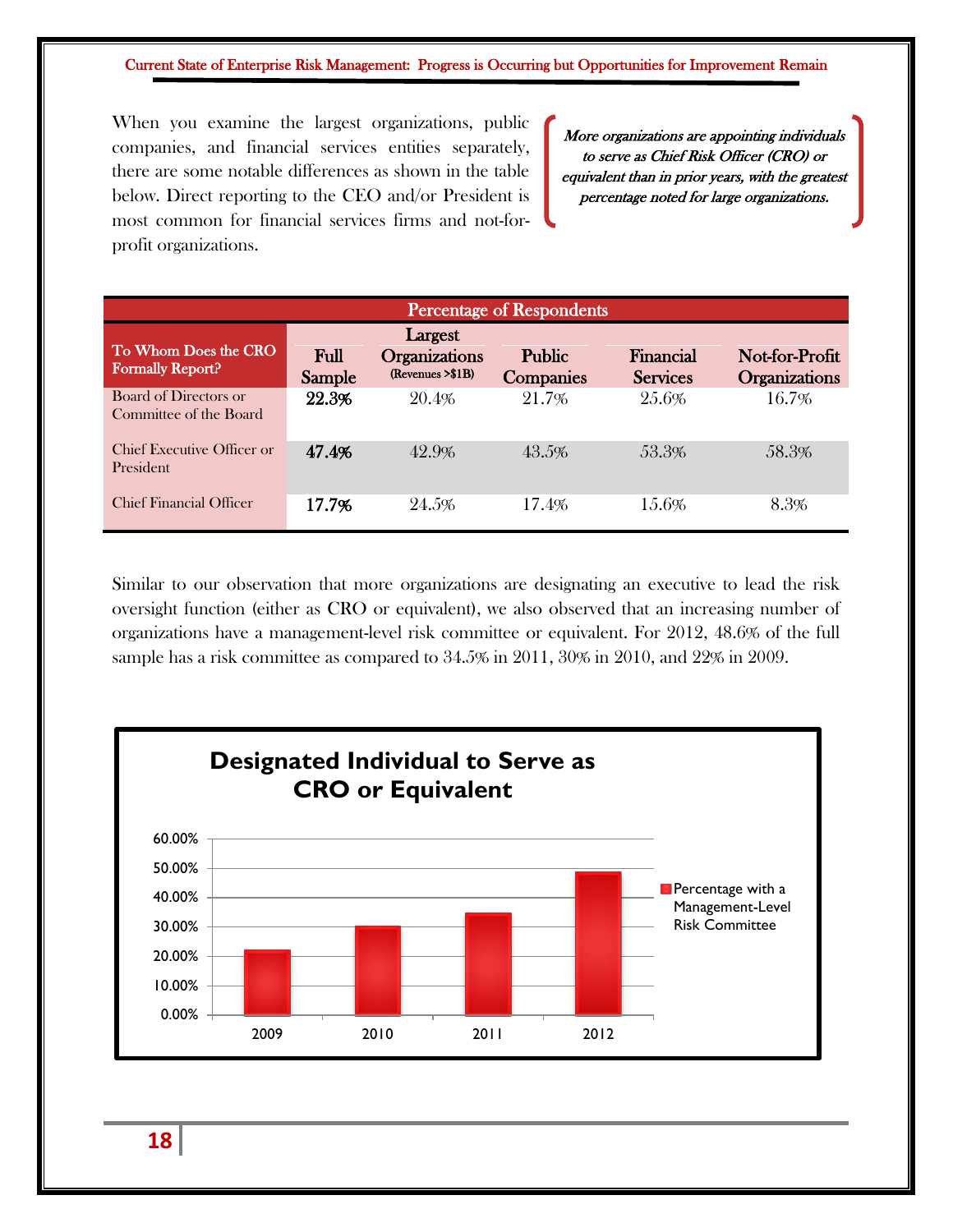When you examine the largest organizations, public companies, and financial services entities separately, there are some notable differences as shown in the table below. Direct reporting to the CEO and/or President is most common for financial services firms and not-for-profit organizations.

*More organizations are appointing individuals to serve as Chief Risk Officer (CRO) or equivalent than in prior years, with the greatest percentage noted for large organizations.*

| To Whom Does the CRO Formally Report? | Percentage of Respondents | | | | |
|---|---|---|---|---|---|
| | **Full Sample** | **Largest Organizations** (Revenues >$1B) | **Public Companies** | **Financial Services** | **Not-for-Profit Organizations** |
| Board of Directors or Committee of the Board | **22.3%** | 20.4% | 21.7% | 25.6% | 16.7% |
| Chief Executive Officer or President | **47.4%** | 42.9% | 43.5% | 53.3% | 58.3% |
| Chief Financial Officer | **17.7%** | 24.5% | 17.4% | 15.6% | 8.3% |

Similar to our observation that more organizations are designating an executive to lead the risk oversight function (either as CRO or equivalent), we also observed that an increasing number of organizations have a management-level risk committee or equivalent. For 2012, 48.6% of the full sample has a risk committee as compared to 34.5% in 2011, 30% in 2010, and 22% in 2009.

**Designated Individual to Serve as CRO or Equivalent**

| Year | Percentage with a Management-Level Risk Committee |
|---|---|
| 2009 | 22% |
| 2010 | 30% |
| 2011 | 34.5% |
| 2012 | 48.6% |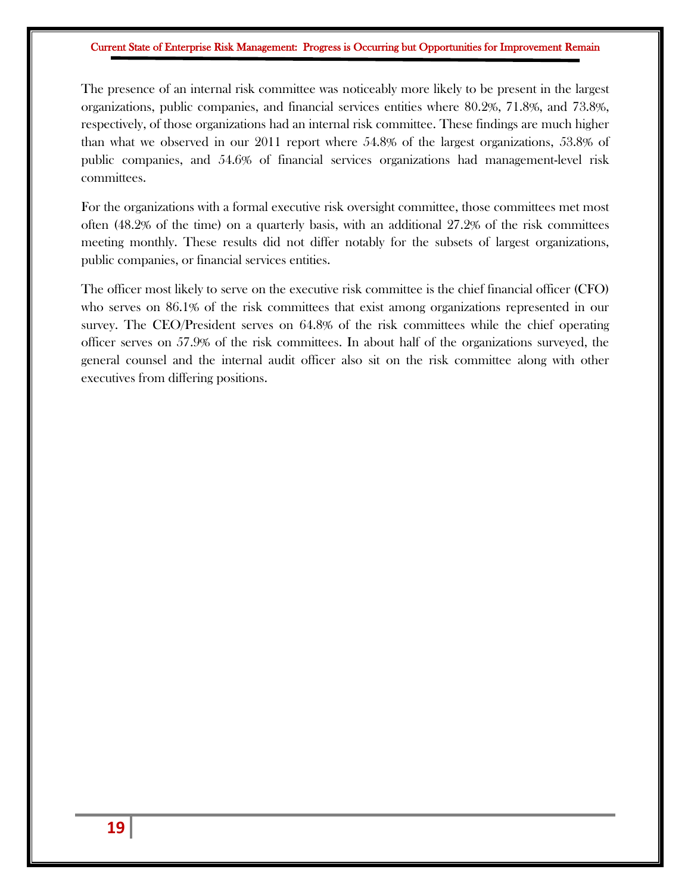The presence of an internal risk committee was noticeably more likely to be present in the largest organizations, public companies, and financial services entities where 80.2%, 71.8%, and 73.8%, respectively, of those organizations had an internal risk committee. These findings are much higher than what we observed in our 2011 report where 54.8% of the largest organizations, 53.8% of public companies, and 54.6% of financial services organizations had management-level risk committees.

For the organizations with a formal executive risk oversight committee, those committees met most often (48.2% of the time) on a quarterly basis, with an additional 27.2% of the risk committees meeting monthly. These results did not differ notably for the subsets of largest organizations, public companies, or financial services entities.

The officer most likely to serve on the executive risk committee is the chief financial officer (CFO) who serves on 86.1% of the risk committees that exist among organizations represented in our survey. The CEO/President serves on 64.8% of the risk committees while the chief operating officer serves on 57.9% of the risk committees. In about half of the organizations surveyed, the general counsel and the internal audit officer also sit on the risk committee along with other executives from differing positions.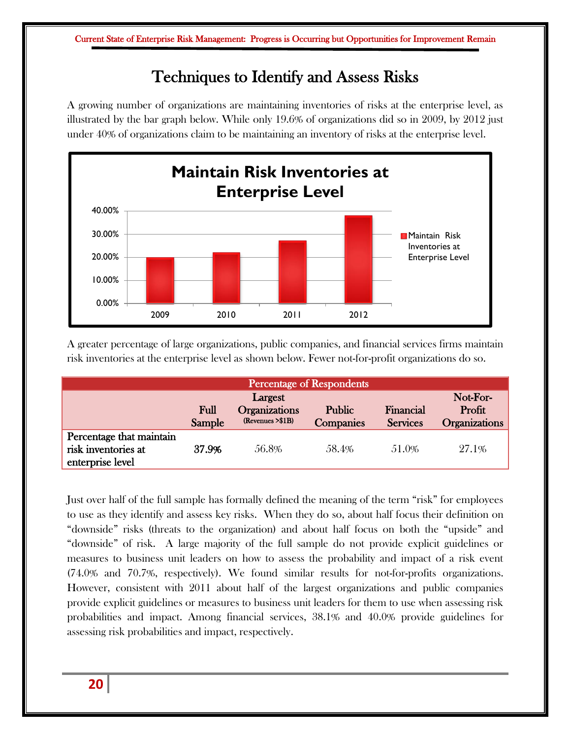# Techniques to Identify and Assess Risks

A growing number of organizations are maintaining inventories of risks at the enterprise level, as illustrated by the bar graph below. While only 19.6% of organizations did so in 2009, by 2012 just under 40% of organizations claim to be maintaining an inventory of risks at the enterprise level.

A greater percentage of large organizations, public companies, and financial services firms maintain risk inventories at the enterprise level as shown below. Fewer not-for-profit organizations do so.

| Percentage of Respondents | | | | | |
|---|---|---|---|---|---|
| | Full Sample | Largest Organizations (Revenues >$1B) | Public Companies | Financial Services | Not-For-Profit Organizations |
| Percentage that maintain risk inventories at enterprise level | **37.9%** | 56.8% | 58.4% | 51.0% | 27.1% |

Just over half of the full sample has formally defined the meaning of the term "risk" for employees to use as they identify and assess key risks. When they do so, about half focus their definition on "downside" risks (threats to the organization) and about half focus on both the "upside" and "downside" of risk. A large majority of the full sample do not provide explicit guidelines or measures to business unit leaders on how to assess the probability and impact of a risk event (74.0% and 70.7%, respectively). We found similar results for not-for-profits organizations. However, consistent with 2011 about half of the largest organizations and public companies provide explicit guidelines or measures to business unit leaders for them to use when assessing risk probabilities and impact. Among financial services, 38.1% and 40.0% provide guidelines for assessing risk probabilities and impact, respectively.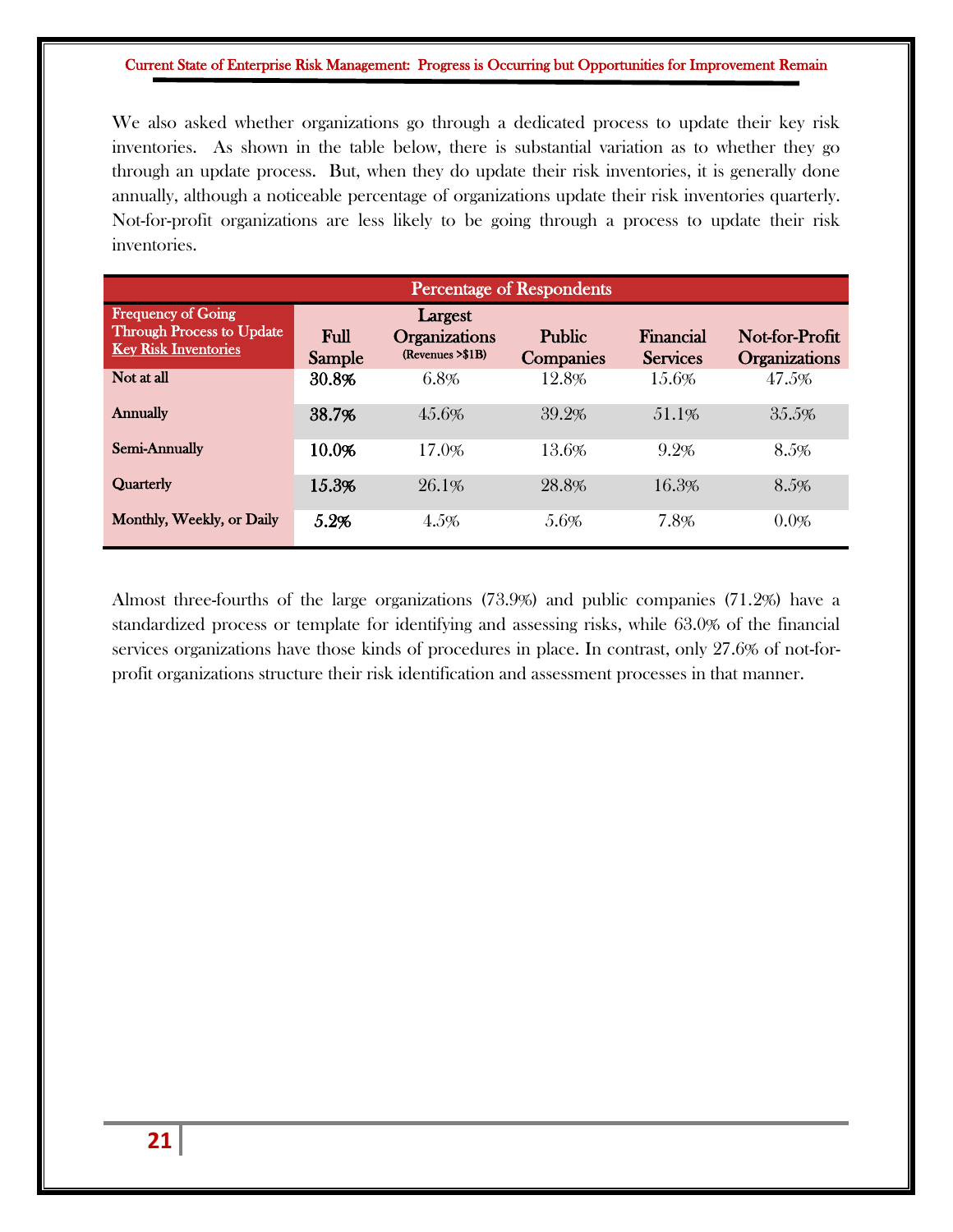We also asked whether organizations go through a dedicated process to update their key risk inventories. As shown in the table below, there is substantial variation as to whether they go through an update process. But, when they do update their risk inventories, it is generally done annually, although a noticeable percentage of organizations update their risk inventories quarterly. Not-for-profit organizations are less likely to be going through a process to update their risk inventories.

| Percentage of Respondents | | | | | |
|---|---|---|---|---|---|
| Frequency of Going Through Process to Update Key Risk Inventories | Full Sample | Largest Organizations (Revenues >$1B) | Public Companies | Financial Services | Not-for-Profit Organizations |
| Not at all | **30.8%** | 6.8% | 12.8% | 15.6% | 47.5% |
| Annually | **38.7%** | 45.6% | 39.2% | 51.1% | 35.5% |
| Semi-Annually | **10.0%** | 17.0% | 13.6% | 9.2% | 8.5% |
| Quarterly | **15.3%** | 26.1% | 28.8% | 16.3% | 8.5% |
| Monthly, Weekly, or Daily | **5.2%** | 4.5% | 5.6% | 7.8% | 0.0% |

Almost three-fourths of the large organizations (73.9%) and public companies (71.2%) have a standardized process or template for identifying and assessing risks, while 63.0% of the financial services organizations have those kinds of procedures in place. In contrast, only 27.6% of not-for-profit organizations structure their risk identification and assessment processes in that manner.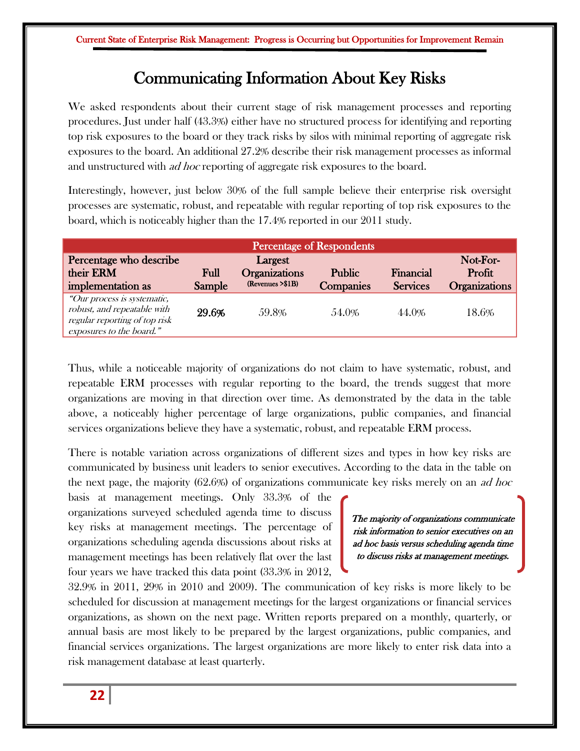# Communicating Information About Key Risks

We asked respondents about their current stage of risk management processes and reporting procedures. Just under half (43.3%) either have no structured process for identifying and reporting top risk exposures to the board or they track risks by silos with minimal reporting of aggregate risk exposures to the board. An additional 27.2% describe their risk management processes as informal and unstructured with *ad hoc* reporting of aggregate risk exposures to the board.

Interestingly, however, just below 30% of the full sample believe their enterprise risk oversight processes are systematic, robust, and repeatable with regular reporting of top risk exposures to the board, which is noticeably higher than the 17.4% reported in our 2011 study.

| Percentage of Respondents | | | | | |
|---|---|---|---|---|---|
| **Percentage who describe their ERM implementation as** | **Full Sample** | **Largest Organizations (Revenues >$1B)** | **Public Companies** | **Financial Services** | **Not-For-Profit Organizations** |
| *"Our process is systematic, robust, and repeatable with regular reporting of top risk exposures to the board."* | **29.6%** | 59.8% | 54.0% | 44.0% | 18.6% |

Thus, while a noticeable majority of organizations do not claim to have systematic, robust, and repeatable ERM processes with regular reporting to the board, the trends suggest that more organizations are moving in that direction over time. As demonstrated by the data in the table above, a noticeably higher percentage of large organizations, public companies, and financial services organizations believe they have a systematic, robust, and repeatable ERM process.

There is notable variation across organizations of different sizes and types in how key risks are communicated by business unit leaders to senior executives. According to the data in the table on the next page, the majority (62.6%) of organizations communicate key risks merely on an *ad hoc* basis at management meetings. Only 33.3% of the organizations surveyed scheduled agenda time to discuss key risks at management meetings. The percentage of organizations scheduling agenda discussions about risks at management meetings has been relatively flat over the last four years we have tracked this data point (33.3% in 2012, 32.9% in 2011, 29% in 2010 and 2009). The communication of key risks is more likely to be scheduled for discussion at management meetings for the largest organizations or financial services organizations, as shown on the next page. Written reports prepared on a monthly, quarterly, or annual basis are most likely to be prepared by the largest organizations, public companies, and financial services organizations. The largest organizations are more likely to enter risk data into a risk management database at least quarterly.

> *The majority of organizations communicate risk information to senior executives on an ad hoc basis versus scheduling agenda time to discuss risks at management meetings.*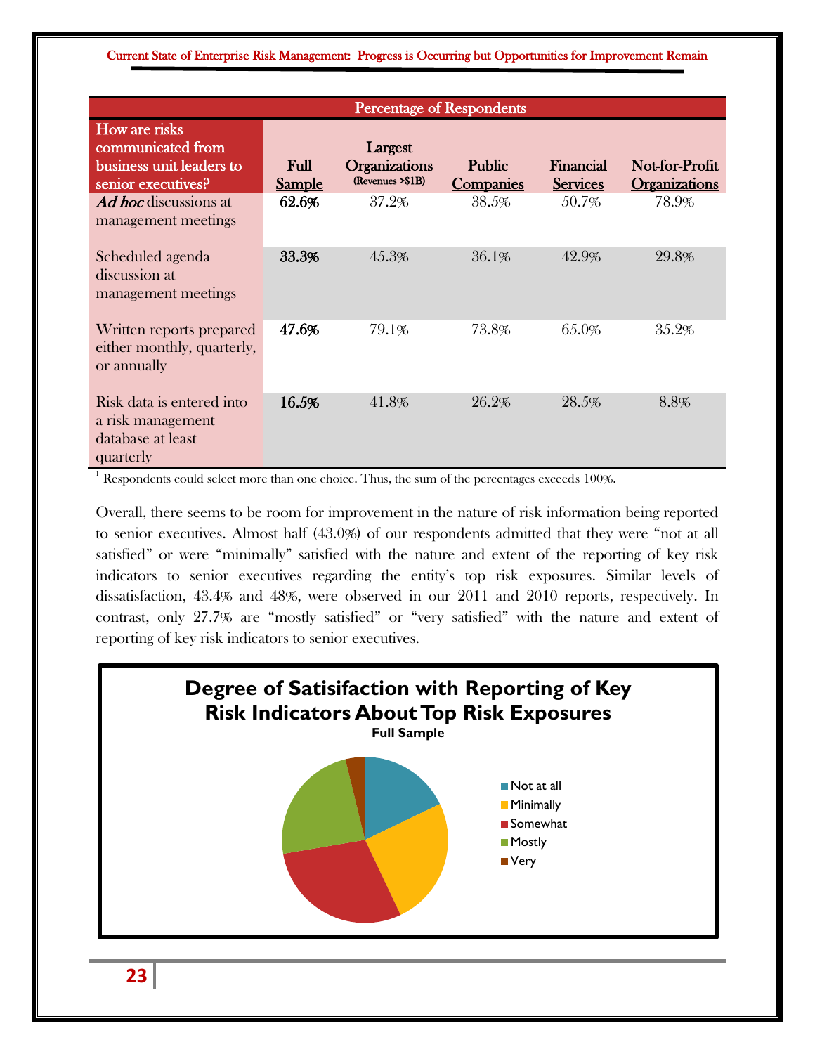| How are risks communicated from business unit leaders to senior executives? | Full Sample | Largest Organizations (Revenues >$1B) | Public Companies | Financial Services | Not-for-Profit Organizations |
|---|---|---|---|---|---|
| | Percentage of Respondents | | | | |
| *Ad hoc* discussions at management meetings | **62.6%** | 37.2% | 38.5% | 50.7% | 78.9% |
| Scheduled agenda discussion at management meetings | **33.3%** | 45.3% | 36.1% | 42.9% | 29.8% |
| Written reports prepared either monthly, quarterly, or annually | **47.6%** | 79.1% | 73.8% | 65.0% | 35.2% |
| Risk data is entered into a risk management database at least quarterly | **16.5%** | 41.8% | 26.2% | 28.5% | 8.8% |

[1] Respondents could select more than one choice. Thus, the sum of the percentages exceeds 100%.

Overall, there seems to be room for improvement in the nature of risk information being reported to senior executives. Almost half (43.0%) of our respondents admitted that they were "not at all satisfied" or were "minimally" satisfied with the nature and extent of the reporting of key risk indicators to senior executives regarding the entity's top risk exposures. Similar levels of dissatisfaction, 43.4% and 48%, were observed in our 2011 and 2010 reports, respectively. In contrast, only 27.7% are "mostly satisfied" or "very satisfied" with the nature and extent of reporting of key risk indicators to senior executives.

**Degree of Satisifaction with Reporting of Key Risk Indicators About Top Risk Exposures**

**Full Sample**

- Not at all
- Minimally
- Somewhat
- Mostly
- Very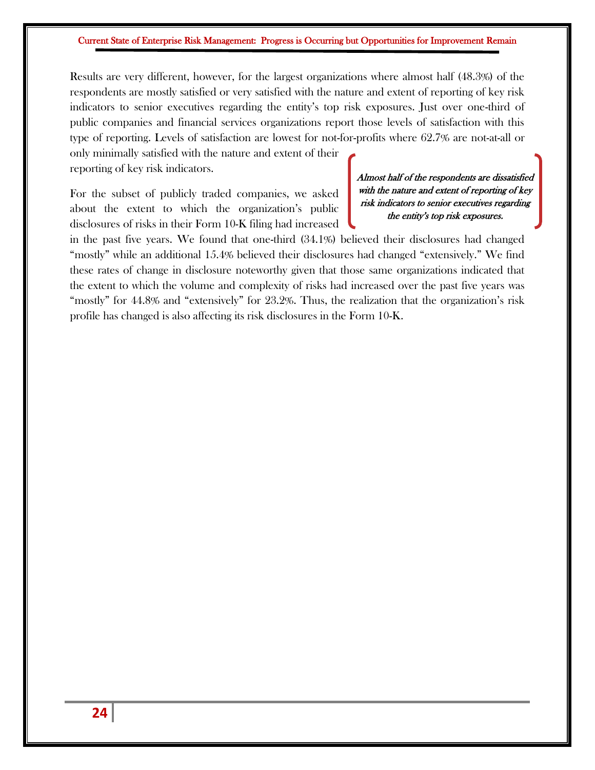Results are very different, however, for the largest organizations where almost half (48.3%) of the respondents are mostly satisfied or very satisfied with the nature and extent of reporting of key risk indicators to senior executives regarding the entity's top risk exposures. Just over one-third of public companies and financial services organizations report those levels of satisfaction with this type of reporting. Levels of satisfaction are lowest for not-for-profits where 62.7% are not-at-all or only minimally satisfied with the nature and extent of their reporting of key risk indicators.

> ***Almost half of the respondents are dissatisfied with the nature and extent of reporting of key risk indicators to senior executives regarding the entity's top risk exposures.***

For the subset of publicly traded companies, we asked about the extent to which the organization's public disclosures of risks in their Form 10-K filing had increased in the past five years. We found that one-third (34.1%) believed their disclosures had changed "mostly" while an additional 15.4% believed their disclosures had changed "extensively." We find these rates of change in disclosure noteworthy given that those same organizations indicated that the extent to which the volume and complexity of risks had increased over the past five years was "mostly" for 44.8% and "extensively" for 23.2%. Thus, the realization that the organization's risk profile has changed is also affecting its risk disclosures in the Form 10-K.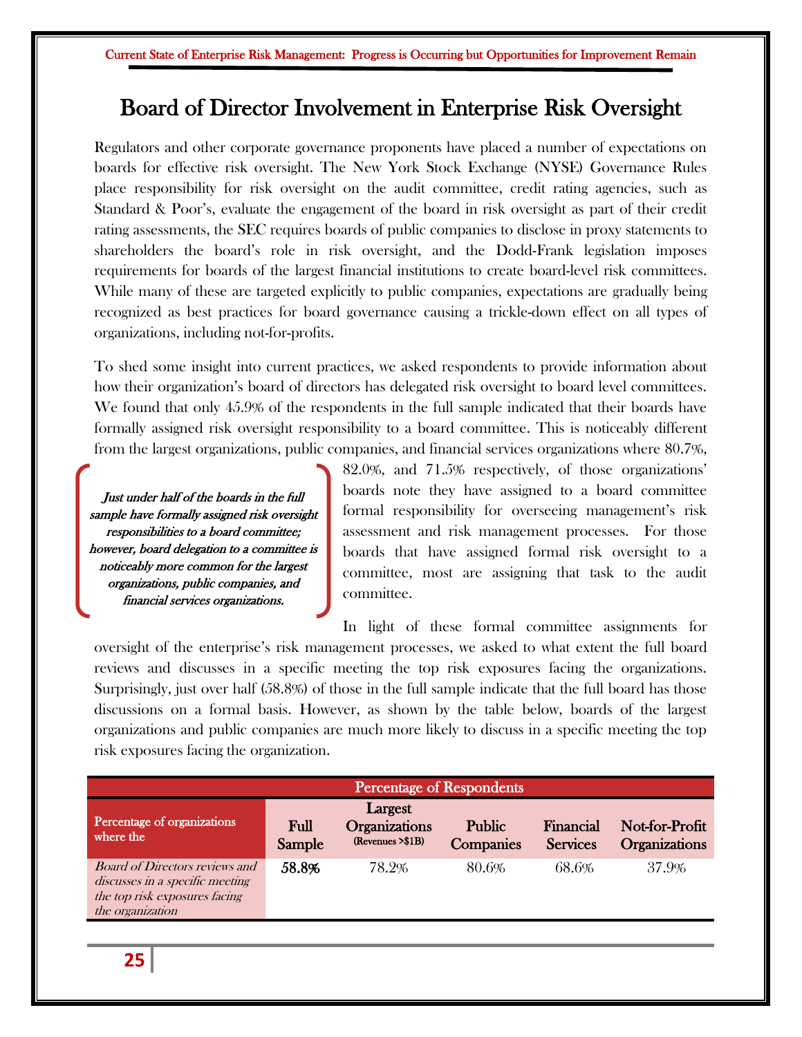# Board of Director Involvement in Enterprise Risk Oversight

Regulators and other corporate governance proponents have placed a number of expectations on boards for effective risk oversight. The New York Stock Exchange (NYSE) Governance Rules place responsibility for risk oversight on the audit committee, credit rating agencies, such as Standard & Poor's, evaluate the engagement of the board in risk oversight as part of their credit rating assessments, the SEC requires boards of public companies to disclose in proxy statements to shareholders the board's role in risk oversight, and the Dodd-Frank legislation imposes requirements for boards of the largest financial institutions to create board-level risk committees. While many of these are targeted explicitly to public companies, expectations are gradually being recognized as best practices for board governance causing a trickle-down effect on all types of organizations, including not-for-profits.

To shed some insight into current practices, we asked respondents to provide information about how their organization's board of directors has delegated risk oversight to board level committees. We found that only 45.9% of the respondents in the full sample indicated that their boards have formally assigned risk oversight responsibility to a board committee. This is noticeably different from the largest organizations, public companies, and financial services organizations where 80.7%, 82.0%, and 71.5% respectively, of those organizations' boards note they have assigned to a board committee formal responsibility for overseeing management's risk assessment and risk management processes. For those boards that have assigned formal risk oversight to a committee, most are assigning that task to the audit committee.

*Just under half of the boards in the full sample have formally assigned risk oversight responsibilities to a board committee; however, board delegation to a committee is noticeably more common for the largest organizations, public companies, and financial services organizations.*

In light of these formal committee assignments for oversight of the enterprise's risk management processes, we asked to what extent the full board reviews and discusses in a specific meeting the top risk exposures facing the organizations. Surprisingly, just over half (58.8%) of those in the full sample indicate that the full board has those discussions on a formal basis. However, as shown by the table below, boards of the largest organizations and public companies are much more likely to discuss in a specific meeting the top risk exposures facing the organization.

| | Percentage of Respondents | | | | |
|---|---|---|---|---|---|
| Percentage of organizations where the | Full Sample | Largest Organizations (Revenues >$1B) | Public Companies | Financial Services | Not-for-Profit Organizations |
| *Board of Directors reviews and discusses in a specific meeting the top risk exposures facing the organization* | **58.8%** | 78.2% | 80.6% | 68.6% | 37.9% |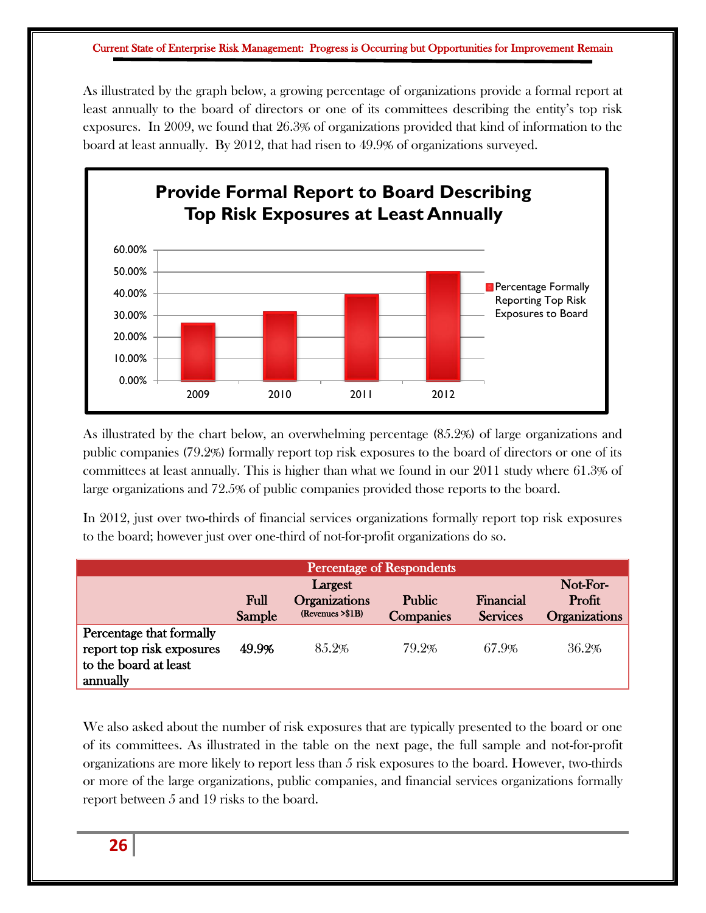As illustrated by the graph below, a growing percentage of organizations provide a formal report at least annually to the board of directors or one of its committees describing the entity's top risk exposures. In 2009, we found that 26.3% of organizations provided that kind of information to the board at least annually. By 2012, that had risen to 49.9% of organizations surveyed.

**Provide Formal Report to Board Describing Top Risk Exposures at Least Annually**

| Year | Percentage Formally Reporting Top Risk Exposures to Board |
|---|---|
| 2009 | 26.3% |
| 2010 | |
| 2011 | |
| 2012 | 49.9% |

As illustrated by the chart below, an overwhelming percentage (85.2%) of large organizations and public companies (79.2%) formally report top risk exposures to the board of directors or one of its committees at least annually. This is higher than what we found in our 2011 study where 61.3% of large organizations and 72.5% of public companies provided those reports to the board.

In 2012, just over two-thirds of financial services organizations formally report top risk exposures to the board; however just over one-third of not-for-profit organizations do so.

| | Percentage of Respondents | | | | |
|---|---|---|---|---|---|
| | Full Sample | Largest Organizations (Revenues >$1B) | Public Companies | Financial Services | Not-For-Profit Organizations |
| **Percentage that formally report top risk exposures to the board at least annually** | **49.9%** | 85.2% | 79.2% | 67.9% | 36.2% |

We also asked about the number of risk exposures that are typically presented to the board or one of its committees. As illustrated in the table on the next page, the full sample and not-for-profit organizations are more likely to report less than 5 risk exposures to the board. However, two-thirds or more of the large organizations, public companies, and financial services organizations formally report between 5 and 19 risks to the board.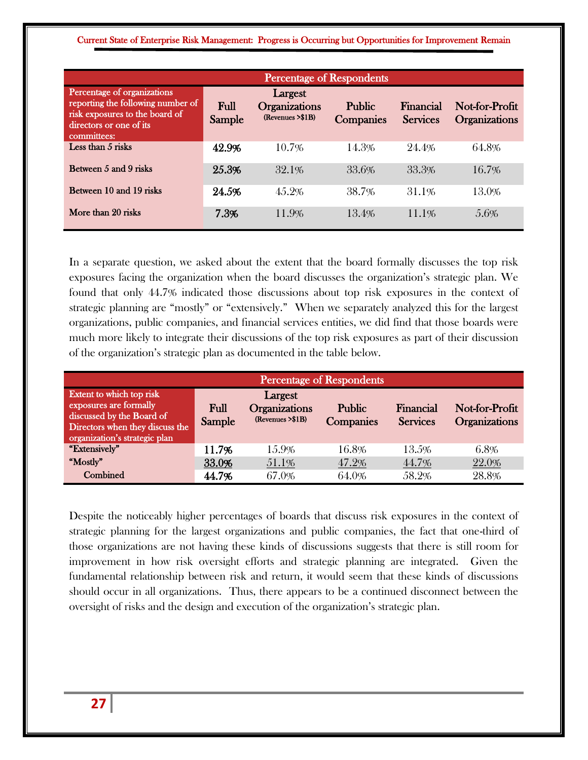| Percentage of organizations reporting the following number of risk exposures to the board of directors or one of its committees: | Full Sample | Largest Organizations (Revenues >$1B) | Public Companies | Financial Services | Not-for-Profit Organizations |
|---|---|---|---|---|---|
| | **Percentage of Respondents** | | | | |
| Less than 5 risks | **42.9%** | 10.7% | 14.3% | 24.4% | 64.8% |
| Between 5 and 9 risks | **25.3%** | 32.1% | 33.6% | 33.3% | 16.7% |
| Between 10 and 19 risks | **24.5%** | 45.2% | 38.7% | 31.1% | 13.0% |
| More than 20 risks | **7.3%** | 11.9% | 13.4% | 11.1% | 5.6% |

In a separate question, we asked about the extent that the board formally discusses the top risk exposures facing the organization when the board discusses the organization's strategic plan. We found that only 44.7% indicated those discussions about top risk exposures in the context of strategic planning are "mostly" or "extensively." When we separately analyzed this for the largest organizations, public companies, and financial services entities, we did find that those boards were much more likely to integrate their discussions of the top risk exposures as part of their discussion of the organization's strategic plan as documented in the table below.

| Extent to which top risk exposures are formally discussed by the Board of Directors when they discuss the organization's strategic plan | Full Sample | Largest Organizations (Revenues >$1B) | Public Companies | Financial Services | Not-for-Profit Organizations |
|---|---|---|---|---|---|
| | **Percentage of Respondents** | | | | |
| "Extensively" | **11.7%** | 15.9% | 16.8% | 13.5% | 6.8% |
| "Mostly" | **33.0%** | 51.1% | 47.2% | 44.7% | 22.0% |
| Combined | **44.7%** | 67.0% | 64.0% | 58.2% | 28.8% |

Despite the noticeably higher percentages of boards that discuss risk exposures in the context of strategic planning for the largest organizations and public companies, the fact that one-third of those organizations are not having these kinds of discussions suggests that there is still room for improvement in how risk oversight efforts and strategic planning are integrated. Given the fundamental relationship between risk and return, it would seem that these kinds of discussions should occur in all organizations. Thus, there appears to be a continued disconnect between the oversight of risks and the design and execution of the organization's strategic plan.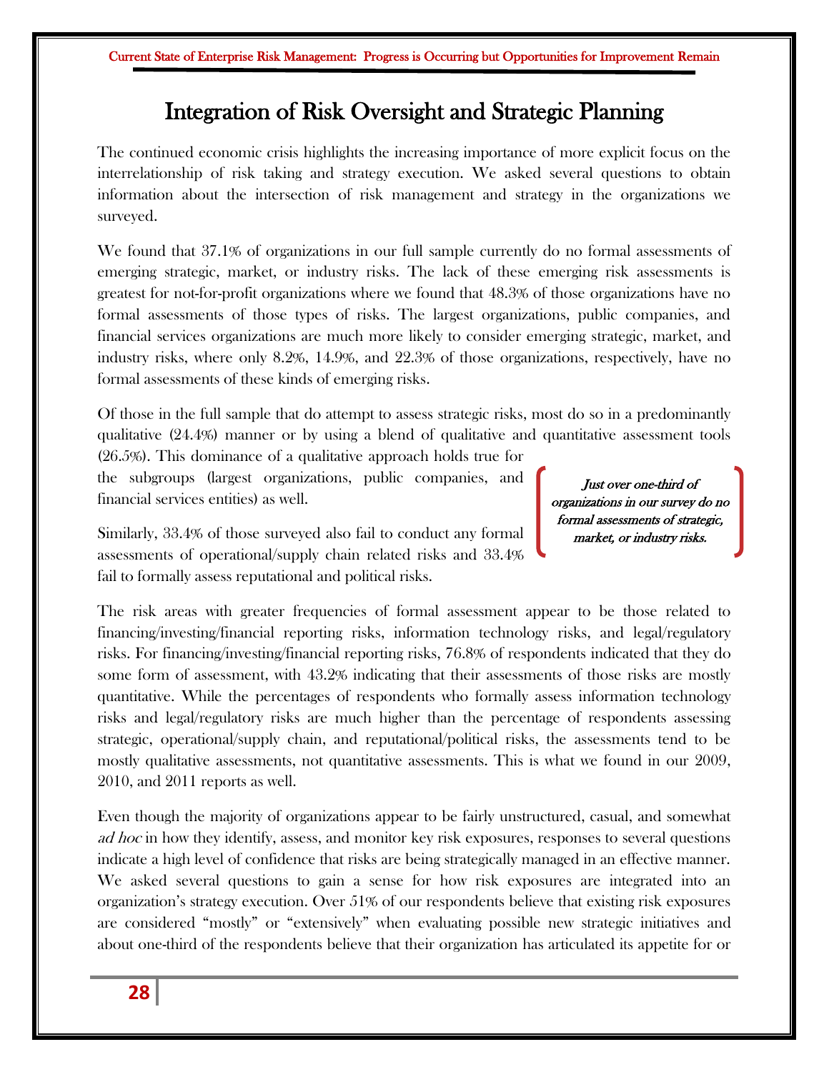# Integration of Risk Oversight and Strategic Planning

The continued economic crisis highlights the increasing importance of more explicit focus on the interrelationship of risk taking and strategy execution. We asked several questions to obtain information about the intersection of risk management and strategy in the organizations we surveyed.

We found that 37.1% of organizations in our full sample currently do no formal assessments of emerging strategic, market, or industry risks. The lack of these emerging risk assessments is greatest for not-for-profit organizations where we found that 48.3% of those organizations have no formal assessments of those types of risks. The largest organizations, public companies, and financial services organizations are much more likely to consider emerging strategic, market, and industry risks, where only 8.2%, 14.9%, and 22.3% of those organizations, respectively, have no formal assessments of these kinds of emerging risks.

Of those in the full sample that do attempt to assess strategic risks, most do so in a predominantly qualitative (24.4%) manner or by using a blend of qualitative and quantitative assessment tools (26.5%). This dominance of a qualitative approach holds true for the subgroups (largest organizations, public companies, and financial services entities) as well.

*Just over one-third of organizations in our survey do no formal assessments of strategic, market, or industry risks.*

Similarly, 33.4% of those surveyed also fail to conduct any formal assessments of operational/supply chain related risks and 33.4% fail to formally assess reputational and political risks.

The risk areas with greater frequencies of formal assessment appear to be those related to financing/investing/financial reporting risks, information technology risks, and legal/regulatory risks. For financing/investing/financial reporting risks, 76.8% of respondents indicated that they do some form of assessment, with 43.2% indicating that their assessments of those risks are mostly quantitative. While the percentages of respondents who formally assess information technology risks and legal/regulatory risks are much higher than the percentage of respondents assessing strategic, operational/supply chain, and reputational/political risks, the assessments tend to be mostly qualitative assessments, not quantitative assessments. This is what we found in our 2009, 2010, and 2011 reports as well.

Even though the majority of organizations appear to be fairly unstructured, casual, and somewhat *ad hoc* in how they identify, assess, and monitor key risk exposures, responses to several questions indicate a high level of confidence that risks are being strategically managed in an effective manner. We asked several questions to gain a sense for how risk exposures are integrated into an organization's strategy execution. Over 51% of our respondents believe that existing risk exposures are considered "mostly" or "extensively" when evaluating possible new strategic initiatives and about one-third of the respondents believe that their organization has articulated its appetite for or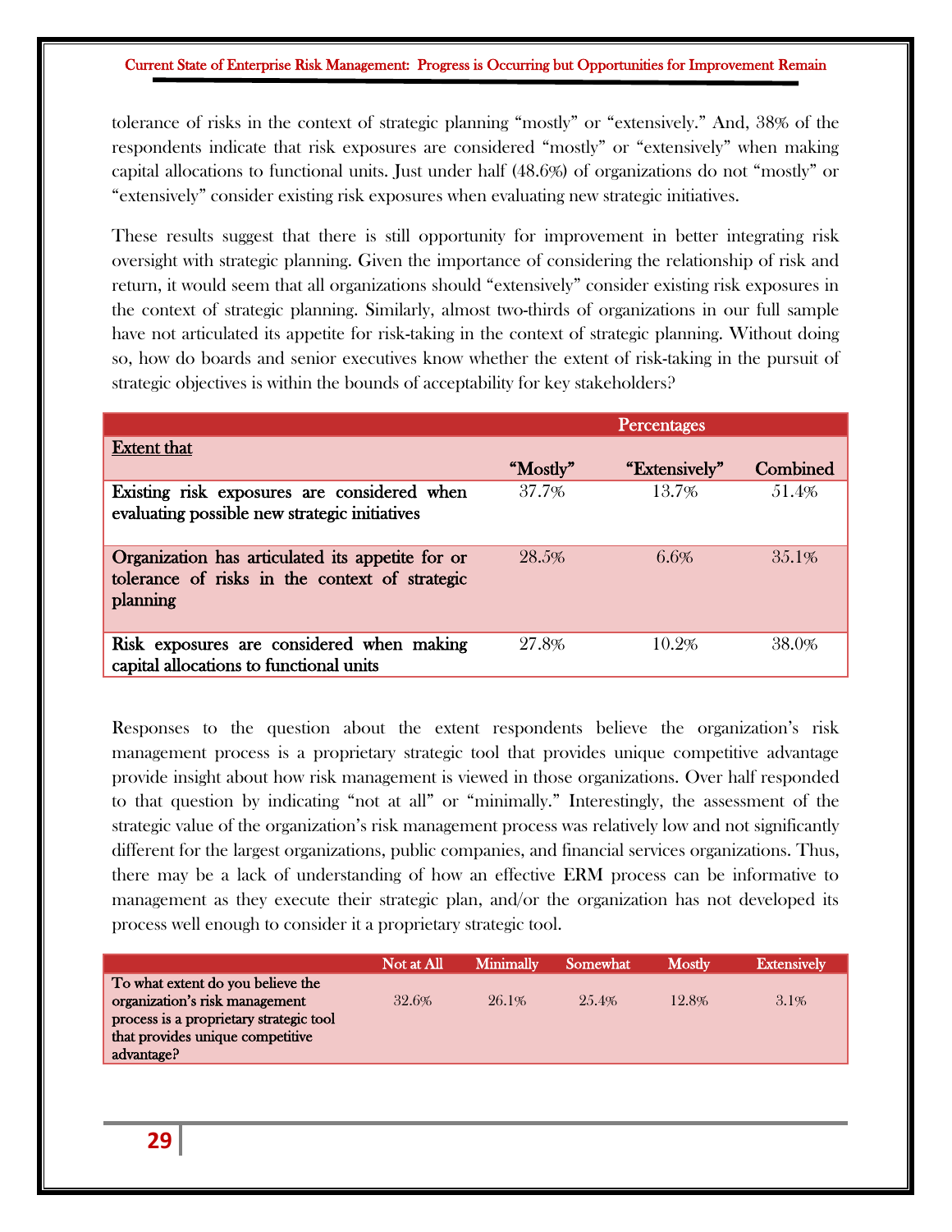tolerance of risks in the context of strategic planning "mostly" or "extensively." And, 38% of the respondents indicate that risk exposures are considered "mostly" or "extensively" when making capital allocations to functional units. Just under half (48.6%) of organizations do not "mostly" or "extensively" consider existing risk exposures when evaluating new strategic initiatives.

These results suggest that there is still opportunity for improvement in better integrating risk oversight with strategic planning. Given the importance of considering the relationship of risk and return, it would seem that all organizations should "extensively" consider existing risk exposures in the context of strategic planning. Similarly, almost two-thirds of organizations in our full sample have not articulated its appetite for risk-taking in the context of strategic planning. Without doing so, how do boards and senior executives know whether the extent of risk-taking in the pursuit of strategic objectives is within the bounds of acceptability for key stakeholders?

| | Percentages | | |
|---|---|---|---|
| Extent that | "Mostly" | "Extensively" | Combined |
| **Existing risk exposures are considered when evaluating possible new strategic initiatives** | 37.7% | 13.7% | 51.4% |
| **Organization has articulated its appetite for or tolerance of risks in the context of strategic planning** | 28.5% | 6.6% | 35.1% |
| **Risk exposures are considered when making capital allocations to functional units** | 27.8% | 10.2% | 38.0% |

Responses to the question about the extent respondents believe the organization's risk management process is a proprietary strategic tool that provides unique competitive advantage provide insight about how risk management is viewed in those organizations. Over half responded to that question by indicating "not at all" or "minimally." Interestingly, the assessment of the strategic value of the organization's risk management process was relatively low and not significantly different for the largest organizations, public companies, and financial services organizations. Thus, there may be a lack of understanding of how an effective ERM process can be informative to management as they execute their strategic plan, and/or the organization has not developed its process well enough to consider it a proprietary strategic tool.

| | Not at All | Minimally | Somewhat | Mostly | Extensively |
|---|---|---|---|---|---|
| **To what extent do you believe the organization's risk management process is a proprietary strategic tool that provides unique competitive advantage?** | 32.6% | 26.1% | 25.4% | 12.8% | 3.1% |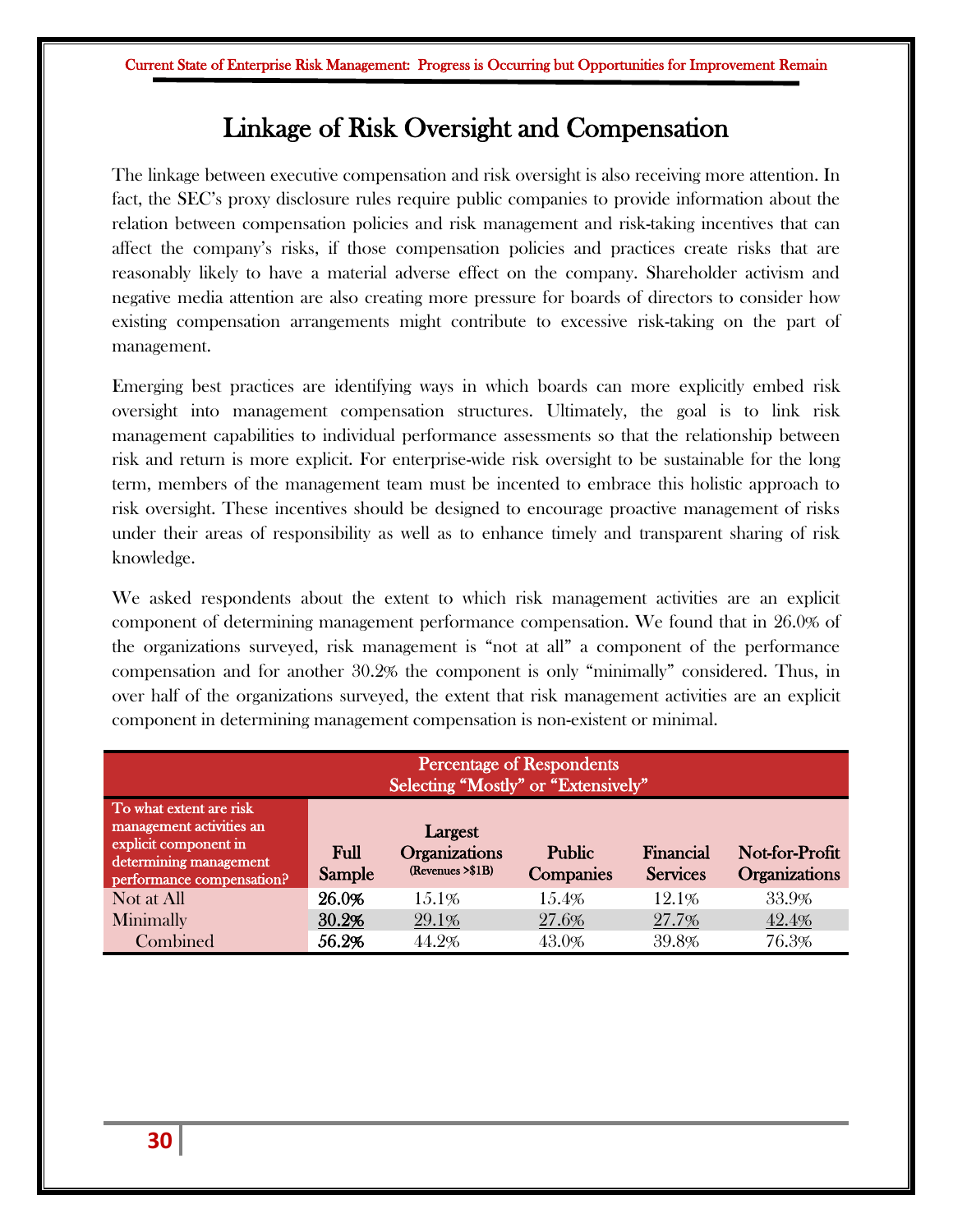# Linkage of Risk Oversight and Compensation

The linkage between executive compensation and risk oversight is also receiving more attention. In fact, the SEC's proxy disclosure rules require public companies to provide information about the relation between compensation policies and risk management and risk-taking incentives that can affect the company's risks, if those compensation policies and practices create risks that are reasonably likely to have a material adverse effect on the company. Shareholder activism and negative media attention are also creating more pressure for boards of directors to consider how existing compensation arrangements might contribute to excessive risk-taking on the part of management.

Emerging best practices are identifying ways in which boards can more explicitly embed risk oversight into management compensation structures. Ultimately, the goal is to link risk management capabilities to individual performance assessments so that the relationship between risk and return is more explicit. For enterprise-wide risk oversight to be sustainable for the long term, members of the management team must be incented to embrace this holistic approach to risk oversight. These incentives should be designed to encourage proactive management of risks under their areas of responsibility as well as to enhance timely and transparent sharing of risk knowledge.

We asked respondents about the extent to which risk management activities are an explicit component of determining management performance compensation. We found that in 26.0% of the organizations surveyed, risk management is "not at all" a component of the performance compensation and for another 30.2% the component is only "minimally" considered. Thus, in over half of the organizations surveyed, the extent that risk management activities are an explicit component in determining management compensation is non-existent or minimal.

| | Percentage of Respondents Selecting "Mostly" or "Extensively" | | | | |
|---|---|---|---|---|---|
| To what extent are risk management activities an explicit component in determining management performance compensation? | Full Sample | Largest Organizations (Revenues >$1B) | Public Companies | Financial Services | Not-for-Profit Organizations |
| Not at All | **26.0%** | 15.1% | 15.4% | 12.1% | 33.9% |
| Minimally | **30.2%** | 29.1% | 27.6% | 27.7% | 42.4% |
| Combined | **56.2%** | 44.2% | 43.0% | 39.8% | 76.3% |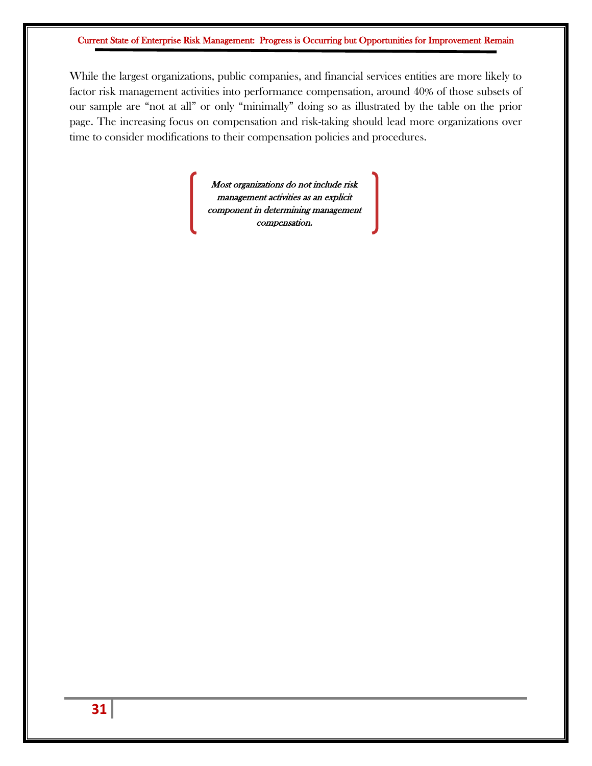While the largest organizations, public companies, and financial services entities are more likely to factor risk management activities into performance compensation, around 40% of those subsets of our sample are "not at all" or only "minimally" doing so as illustrated by the table on the prior page. The increasing focus on compensation and risk-taking should lead more organizations over time to consider modifications to their compensation policies and procedures.

> *Most organizations do not include risk management activities as an explicit component in determining management compensation.*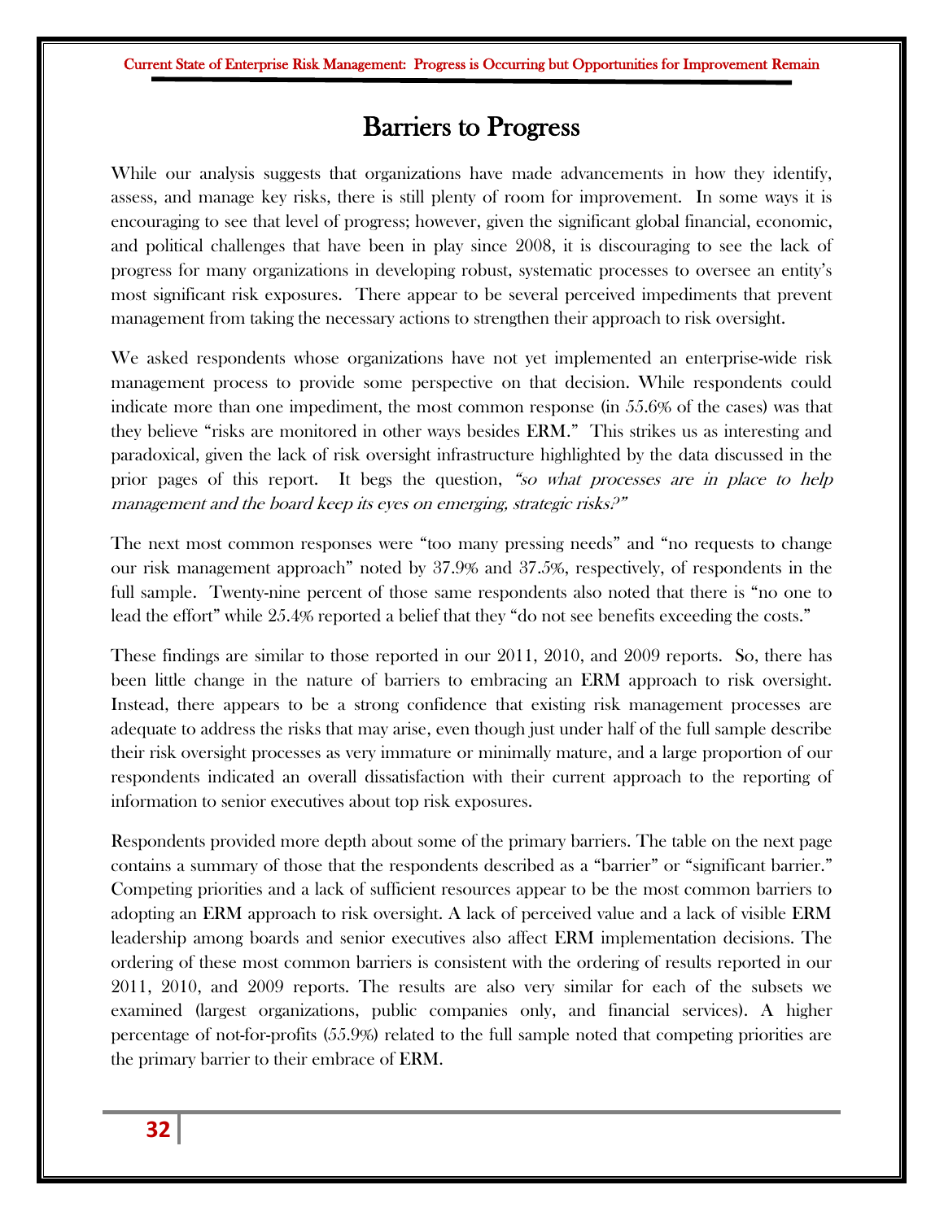# Barriers to Progress

While our analysis suggests that organizations have made advancements in how they identify, assess, and manage key risks, there is still plenty of room for improvement. In some ways it is encouraging to see that level of progress; however, given the significant global financial, economic, and political challenges that have been in play since 2008, it is discouraging to see the lack of progress for many organizations in developing robust, systematic processes to oversee an entity's most significant risk exposures. There appear to be several perceived impediments that prevent management from taking the necessary actions to strengthen their approach to risk oversight.

We asked respondents whose organizations have not yet implemented an enterprise-wide risk management process to provide some perspective on that decision. While respondents could indicate more than one impediment, the most common response (in 55.6% of the cases) was that they believe "risks are monitored in other ways besides ERM." This strikes us as interesting and paradoxical, given the lack of risk oversight infrastructure highlighted by the data discussed in the prior pages of this report. It begs the question, *"so what processes are in place to help management and the board keep its eyes on emerging, strategic risks?"*

The next most common responses were "too many pressing needs" and "no requests to change our risk management approach" noted by 37.9% and 37.5%, respectively, of respondents in the full sample. Twenty-nine percent of those same respondents also noted that there is "no one to lead the effort" while 25.4% reported a belief that they "do not see benefits exceeding the costs."

These findings are similar to those reported in our 2011, 2010, and 2009 reports. So, there has been little change in the nature of barriers to embracing an ERM approach to risk oversight. Instead, there appears to be a strong confidence that existing risk management processes are adequate to address the risks that may arise, even though just under half of the full sample describe their risk oversight processes as very immature or minimally mature, and a large proportion of our respondents indicated an overall dissatisfaction with their current approach to the reporting of information to senior executives about top risk exposures.

Respondents provided more depth about some of the primary barriers. The table on the next page contains a summary of those that the respondents described as a "barrier" or "significant barrier." Competing priorities and a lack of sufficient resources appear to be the most common barriers to adopting an ERM approach to risk oversight. A lack of perceived value and a lack of visible ERM leadership among boards and senior executives also affect ERM implementation decisions. The ordering of these most common barriers is consistent with the ordering of results reported in our 2011, 2010, and 2009 reports. The results are also very similar for each of the subsets we examined (largest organizations, public companies only, and financial services). A higher percentage of not-for-profits (55.9%) related to the full sample noted that competing priorities are the primary barrier to their embrace of ERM.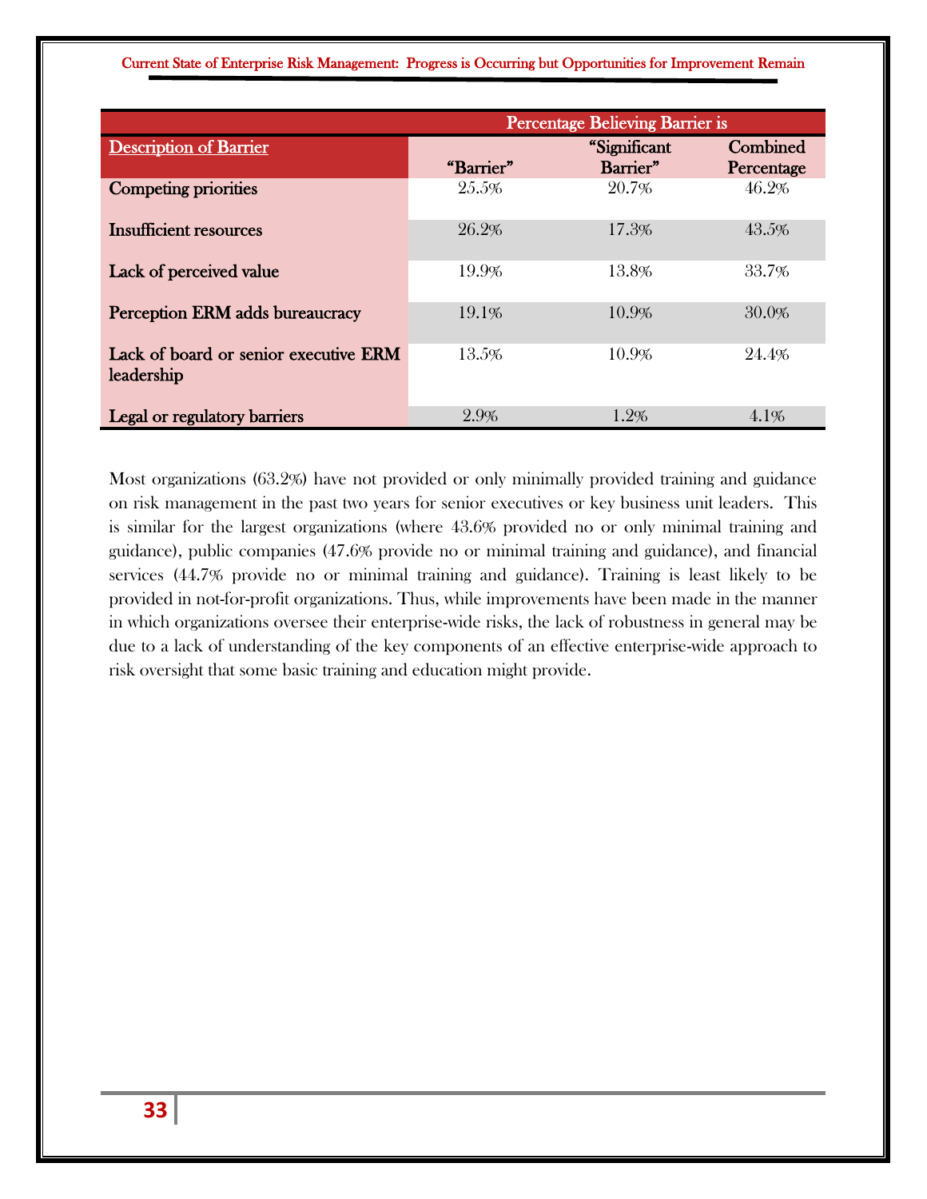| Description of Barrier | Percentage Believing Barrier is | | |
|---|---|---|---|
| | "Barrier" | "Significant Barrier" | Combined Percentage |
| Competing priorities | 25.5% | 20.7% | 46.2% |
| Insufficient resources | 26.2% | 17.3% | 43.5% |
| Lack of perceived value | 19.9% | 13.8% | 33.7% |
| Perception ERM adds bureaucracy | 19.1% | 10.9% | 30.0% |
| Lack of board or senior executive ERM leadership | 13.5% | 10.9% | 24.4% |
| Legal or regulatory barriers | 2.9% | 1.2% | 4.1% |

Most organizations (63.2%) have not provided or only minimally provided training and guidance on risk management in the past two years for senior executives or key business unit leaders. This is similar for the largest organizations (where 43.6% provided no or only minimal training and guidance), public companies (47.6% provide no or minimal training and guidance), and financial services (44.7% provide no or minimal training and guidance). Training is least likely to be provided in not-for-profit organizations. Thus, while improvements have been made in the manner in which organizations oversee their enterprise-wide risks, the lack of robustness in general may be due to a lack of understanding of the key components of an effective enterprise-wide approach to risk oversight that some basic training and education might provide.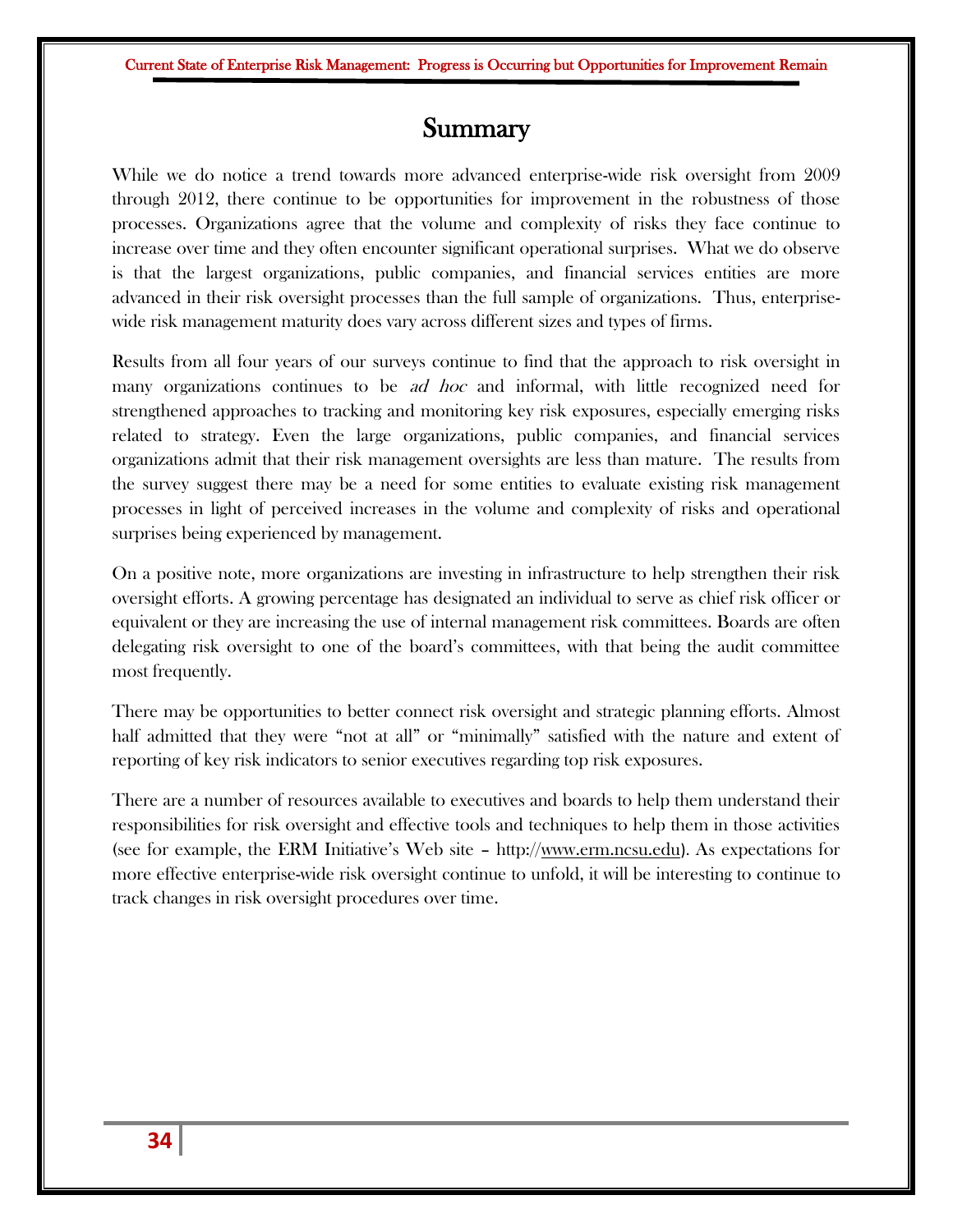# Summary

While we do notice a trend towards more advanced enterprise-wide risk oversight from 2009 through 2012, there continue to be opportunities for improvement in the robustness of those processes. Organizations agree that the volume and complexity of risks they face continue to increase over time and they often encounter significant operational surprises. What we do observe is that the largest organizations, public companies, and financial services entities are more advanced in their risk oversight processes than the full sample of organizations. Thus, enterprise-wide risk management maturity does vary across different sizes and types of firms.

Results from all four years of our surveys continue to find that the approach to risk oversight in many organizations continues to be *ad hoc* and informal, with little recognized need for strengthened approaches to tracking and monitoring key risk exposures, especially emerging risks related to strategy. Even the large organizations, public companies, and financial services organizations admit that their risk management oversights are less than mature. The results from the survey suggest there may be a need for some entities to evaluate existing risk management processes in light of perceived increases in the volume and complexity of risks and operational surprises being experienced by management.

On a positive note, more organizations are investing in infrastructure to help strengthen their risk oversight efforts. A growing percentage has designated an individual to serve as chief risk officer or equivalent or they are increasing the use of internal management risk committees. Boards are often delegating risk oversight to one of the board's committees, with that being the audit committee most frequently.

There may be opportunities to better connect risk oversight and strategic planning efforts. Almost half admitted that they were "not at all" or "minimally" satisfied with the nature and extent of reporting of key risk indicators to senior executives regarding top risk exposures.

There are a number of resources available to executives and boards to help them understand their responsibilities for risk oversight and effective tools and techniques to help them in those activities (see for example, the ERM Initiative's Web site – http://www.erm.ncsu.edu). As expectations for more effective enterprise-wide risk oversight continue to unfold, it will be interesting to continue to track changes in risk oversight procedures over time.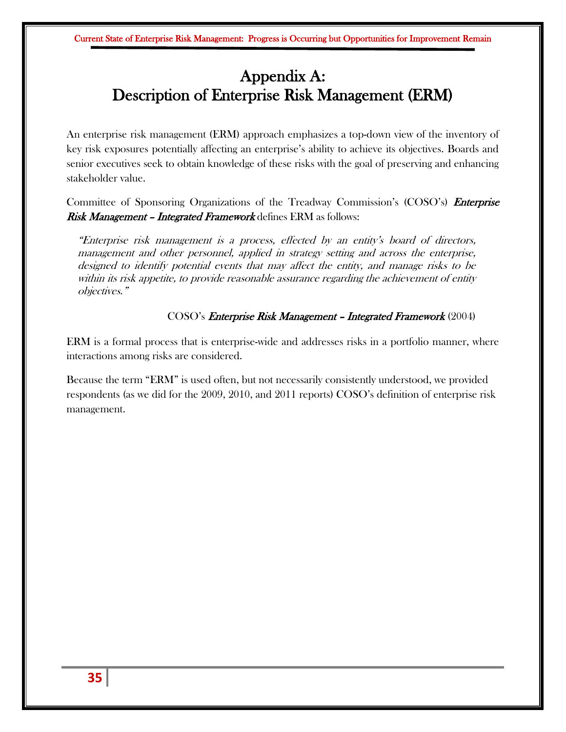# Appendix A: Description of Enterprise Risk Management (ERM)

An enterprise risk management (ERM) approach emphasizes a top-down view of the inventory of key risk exposures potentially affecting an enterprise's ability to achieve its objectives. Boards and senior executives seek to obtain knowledge of these risks with the goal of preserving and enhancing stakeholder value.

Committee of Sponsoring Organizations of the Treadway Commission's (COSO's) ***Enterprise Risk Management – Integrated Framework*** defines ERM as follows:

> *"Enterprise risk management is a process, effected by an entity's board of directors, management and other personnel, applied in strategy setting and across the enterprise, designed to identify potential events that may affect the entity, and manage risks to be within its risk appetite, to provide reasonable assurance regarding the achievement of entity objectives."*
>
> COSO's ***Enterprise Risk Management – Integrated Framework*** (2004)

ERM is a formal process that is enterprise-wide and addresses risks in a portfolio manner, where interactions among risks are considered.

Because the term "ERM" is used often, but not necessarily consistently understood, we provided respondents (as we did for the 2009, 2010, and 2011 reports) COSO's definition of enterprise risk management.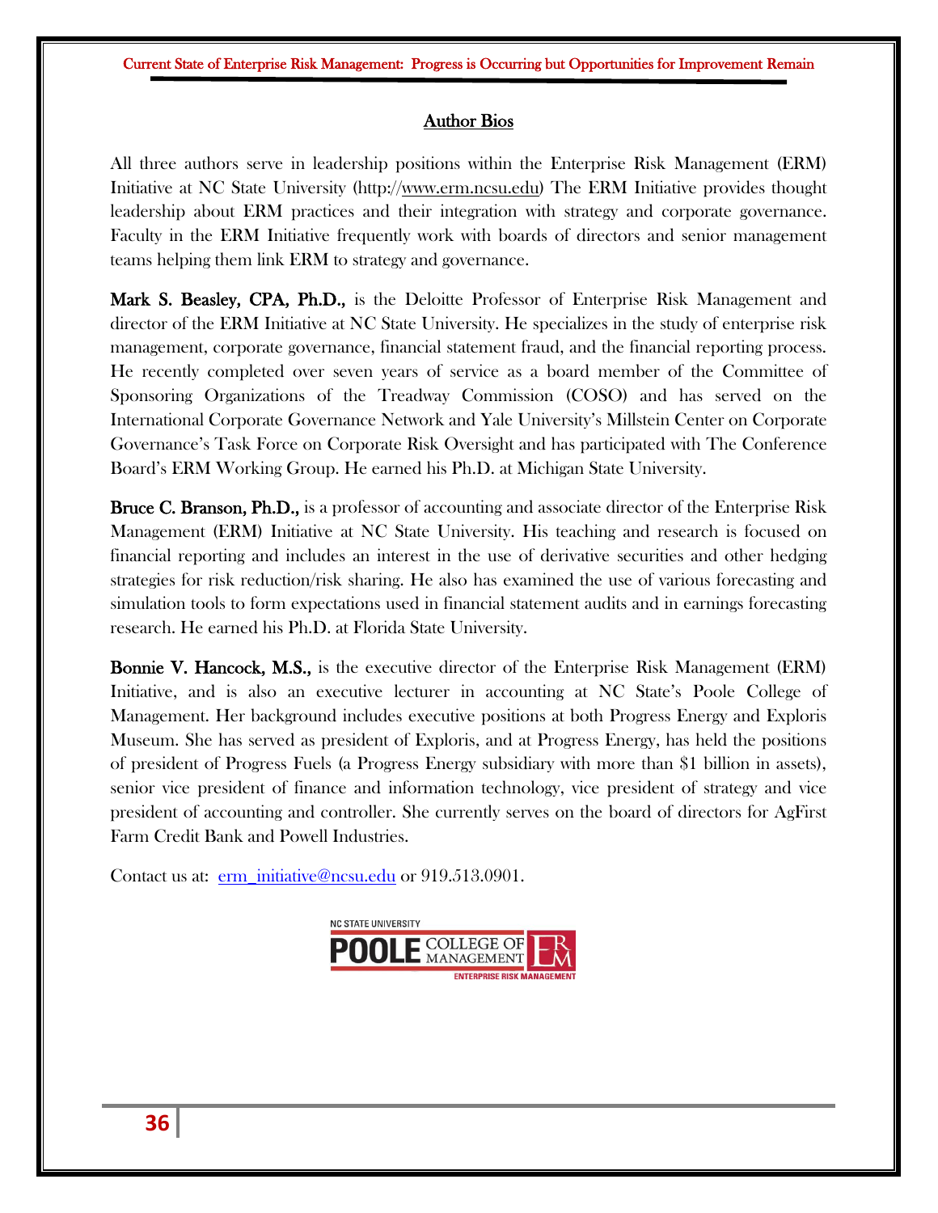## Author Bios

All three authors serve in leadership positions within the Enterprise Risk Management (ERM) Initiative at NC State University (http://www.erm.ncsu.edu) The ERM Initiative provides thought leadership about ERM practices and their integration with strategy and corporate governance. Faculty in the ERM Initiative frequently work with boards of directors and senior management teams helping them link ERM to strategy and governance.

**Mark S. Beasley, CPA, Ph.D.,** is the Deloitte Professor of Enterprise Risk Management and director of the ERM Initiative at NC State University. He specializes in the study of enterprise risk management, corporate governance, financial statement fraud, and the financial reporting process. He recently completed over seven years of service as a board member of the Committee of Sponsoring Organizations of the Treadway Commission (COSO) and has served on the International Corporate Governance Network and Yale University's Millstein Center on Corporate Governance's Task Force on Corporate Risk Oversight and has participated with The Conference Board's ERM Working Group. He earned his Ph.D. at Michigan State University.

**Bruce C. Branson, Ph.D.,** is a professor of accounting and associate director of the Enterprise Risk Management (ERM) Initiative at NC State University. His teaching and research is focused on financial reporting and includes an interest in the use of derivative securities and other hedging strategies for risk reduction/risk sharing. He also has examined the use of various forecasting and simulation tools to form expectations used in financial statement audits and in earnings forecasting research. He earned his Ph.D. at Florida State University.

**Bonnie V. Hancock, M.S.,** is the executive director of the Enterprise Risk Management (ERM) Initiative, and is also an executive lecturer in accounting at NC State's Poole College of Management. Her background includes executive positions at both Progress Energy and Exploris Museum. She has served as president of Exploris, and at Progress Energy, has held the positions of president of Progress Fuels (a Progress Energy subsidiary with more than $1 billion in assets), senior vice president of finance and information technology, vice president of strategy and vice president of accounting and controller. She currently serves on the board of directors for AgFirst Farm Credit Bank and Powell Industries.

Contact us at: erm_initiative@ncsu.edu or 919.513.0901.

NC STATE UNIVERSITY
POOLE COLLEGE OF MANAGEMENT
ENTERPRISE RISK MANAGEMENT